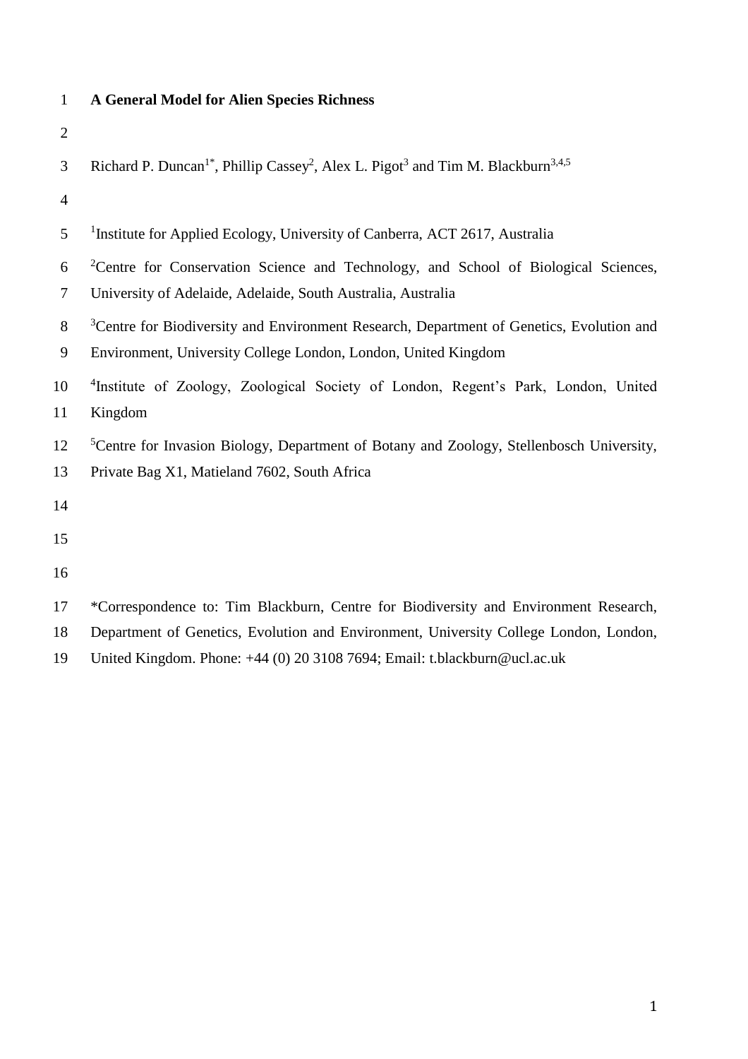# A General Model for Alien Species Richness

Richard P. Duncan[1*], Phillip Cassey[2], Alex L. Pigot[3] and Tim M. Blackburn[3,4,5]

[1]Institute for Applied Ecology, University of Canberra, ACT 2617, Australia

[2]Centre for Conservation Science and Technology, and School of Biological Sciences, University of Adelaide, Adelaide, South Australia, Australia

[3]Centre for Biodiversity and Environment Research, Department of Genetics, Evolution and Environment, University College London, London, United Kingdom

[4]Institute of Zoology, Zoological Society of London, Regent's Park, London, United Kingdom

[5]Centre for Invasion Biology, Department of Botany and Zoology, Stellenbosch University, Private Bag X1, Matieland 7602, South Africa

*Correspondence to: Tim Blackburn, Centre for Biodiversity and Environment Research, Department of Genetics, Evolution and Environment, University College London, London, United Kingdom. Phone: +44 (0) 20 3108 7694; Email: t.blackburn@ucl.ac.uk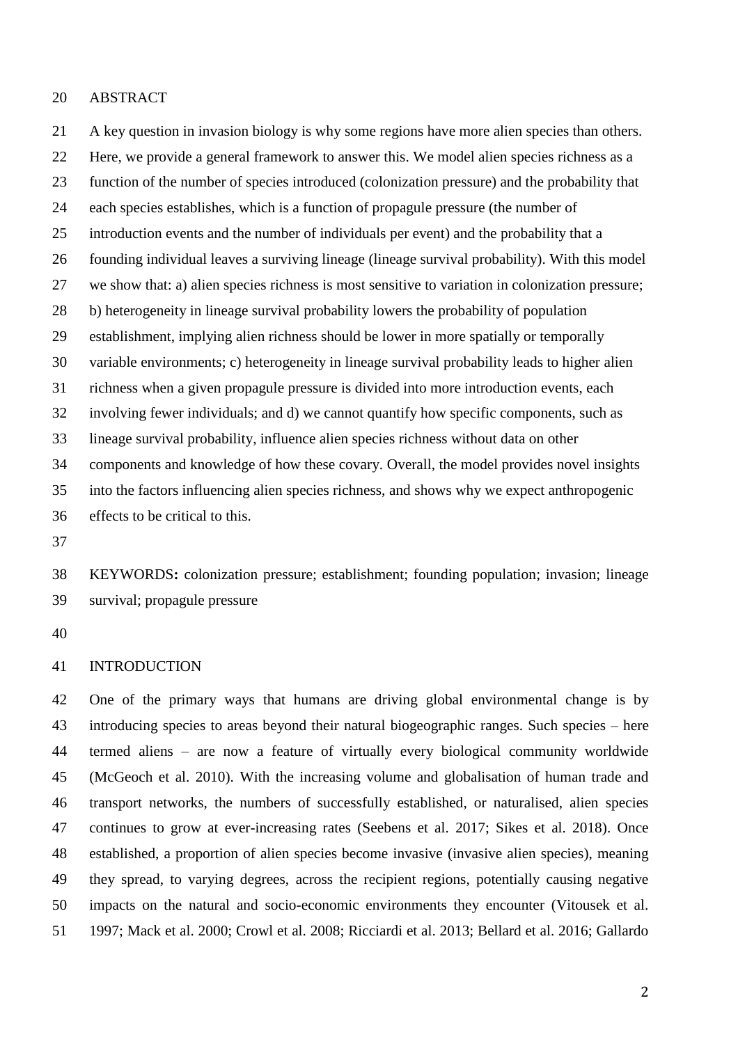## ABSTRACT

A key question in invasion biology is why some regions have more alien species than others. Here, we provide a general framework to answer this. We model alien species richness as a function of the number of species introduced (colonization pressure) and the probability that each species establishes, which is a function of propagule pressure (the number of introduction events and the number of individuals per event) and the probability that a founding individual leaves a surviving lineage (lineage survival probability). With this model we show that: a) alien species richness is most sensitive to variation in colonization pressure; b) heterogeneity in lineage survival probability lowers the probability of population establishment, implying alien richness should be lower in more spatially or temporally variable environments; c) heterogeneity in lineage survival probability leads to higher alien richness when a given propagule pressure is divided into more introduction events, each involving fewer individuals; and d) we cannot quantify how specific components, such as lineage survival probability, influence alien species richness without data on other components and knowledge of how these covary. Overall, the model provides novel insights into the factors influencing alien species richness, and shows why we expect anthropogenic effects to be critical to this.

**KEYWORDS:** colonization pressure; establishment; founding population; invasion; lineage survival; propagule pressure

## INTRODUCTION

One of the primary ways that humans are driving global environmental change is by introducing species to areas beyond their natural biogeographic ranges. Such species – here termed aliens – are now a feature of virtually every biological community worldwide (McGeoch et al. 2010). With the increasing volume and globalisation of human trade and transport networks, the numbers of successfully established, or naturalised, alien species continues to grow at ever-increasing rates (Seebens et al. 2017; Sikes et al. 2018). Once established, a proportion of alien species become invasive (invasive alien species), meaning they spread, to varying degrees, across the recipient regions, potentially causing negative impacts on the natural and socio-economic environments they encounter (Vitousek et al. 1997; Mack et al. 2000; Crowl et al. 2008; Ricciardi et al. 2013; Bellard et al. 2016; Gallardo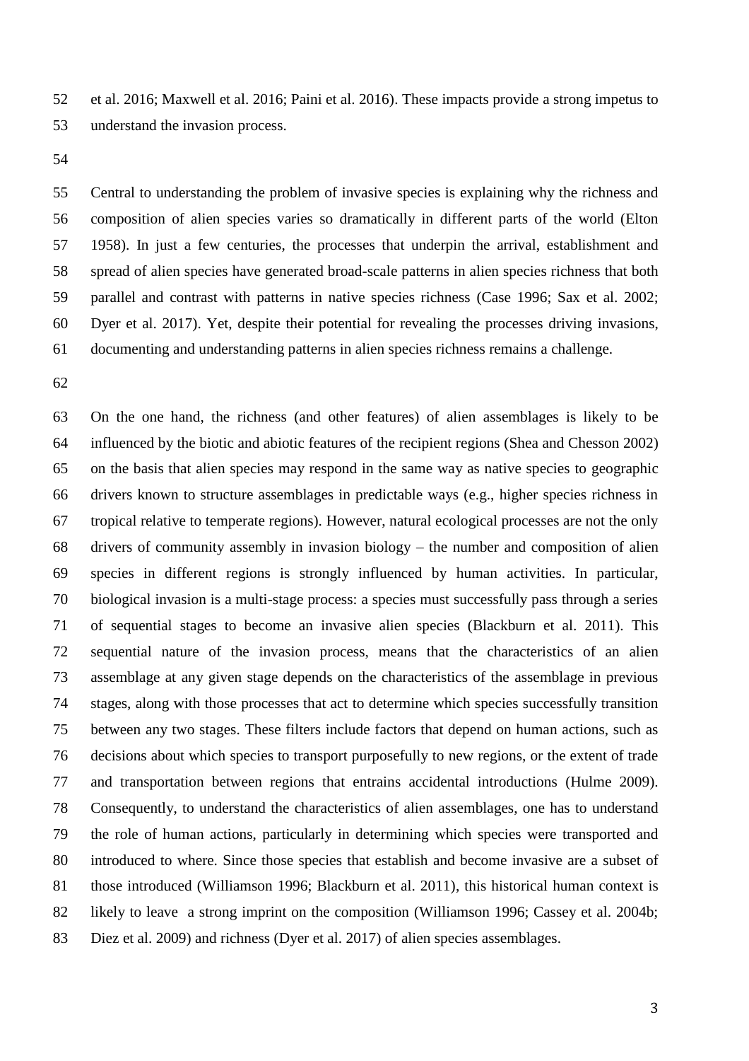et al. 2016; Maxwell et al. 2016; Paini et al. 2016). These impacts provide a strong impetus to understand the invasion process.

Central to understanding the problem of invasive species is explaining why the richness and composition of alien species varies so dramatically in different parts of the world (Elton 1958). In just a few centuries, the processes that underpin the arrival, establishment and spread of alien species have generated broad-scale patterns in alien species richness that both parallel and contrast with patterns in native species richness (Case 1996; Sax et al. 2002; Dyer et al. 2017). Yet, despite their potential for revealing the processes driving invasions, documenting and understanding patterns in alien species richness remains a challenge.

On the one hand, the richness (and other features) of alien assemblages is likely to be influenced by the biotic and abiotic features of the recipient regions (Shea and Chesson 2002) on the basis that alien species may respond in the same way as native species to geographic drivers known to structure assemblages in predictable ways (e.g., higher species richness in tropical relative to temperate regions). However, natural ecological processes are not the only drivers of community assembly in invasion biology – the number and composition of alien species in different regions is strongly influenced by human activities. In particular, biological invasion is a multi-stage process: a species must successfully pass through a series of sequential stages to become an invasive alien species (Blackburn et al. 2011). This sequential nature of the invasion process, means that the characteristics of an alien assemblage at any given stage depends on the characteristics of the assemblage in previous stages, along with those processes that act to determine which species successfully transition between any two stages. These filters include factors that depend on human actions, such as decisions about which species to transport purposefully to new regions, or the extent of trade and transportation between regions that entrains accidental introductions (Hulme 2009). Consequently, to understand the characteristics of alien assemblages, one has to understand the role of human actions, particularly in determining which species were transported and introduced to where. Since those species that establish and become invasive are a subset of those introduced (Williamson 1996; Blackburn et al. 2011), this historical human context is likely to leave a strong imprint on the composition (Williamson 1996; Cassey et al. 2004b; Diez et al. 2009) and richness (Dyer et al. 2017) of alien species assemblages.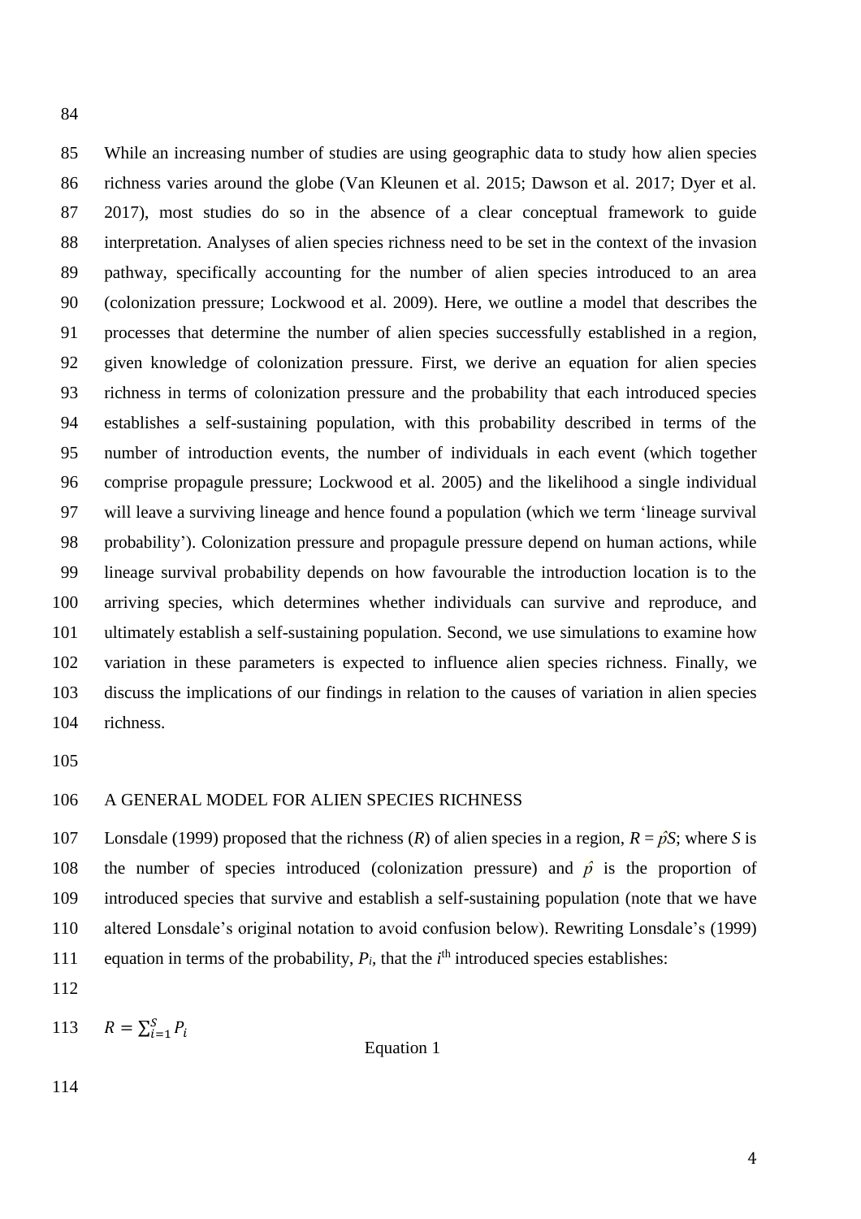While an increasing number of studies are using geographic data to study how alien species richness varies around the globe (Van Kleunen et al. 2015; Dawson et al. 2017; Dyer et al. 2017), most studies do so in the absence of a clear conceptual framework to guide interpretation. Analyses of alien species richness need to be set in the context of the invasion pathway, specifically accounting for the number of alien species introduced to an area (colonization pressure; Lockwood et al. 2009). Here, we outline a model that describes the processes that determine the number of alien species successfully established in a region, given knowledge of colonization pressure. First, we derive an equation for alien species richness in terms of colonization pressure and the probability that each introduced species establishes a self-sustaining population, with this probability described in terms of the number of introduction events, the number of individuals in each event (which together comprise propagule pressure; Lockwood et al. 2005) and the likelihood a single individual will leave a surviving lineage and hence found a population (which we term 'lineage survival probability'). Colonization pressure and propagule pressure depend on human actions, while lineage survival probability depends on how favourable the introduction location is to the arriving species, which determines whether individuals can survive and reproduce, and ultimately establish a self-sustaining population. Second, we use simulations to examine how variation in these parameters is expected to influence alien species richness. Finally, we discuss the implications of our findings in relation to the causes of variation in alien species richness.

## A GENERAL MODEL FOR ALIEN SPECIES RICHNESS

Lonsdale (1999) proposed that the richness ($R$) of alien species in a region, $R = \hat{p}S$; where $S$ is the number of species introduced (colonization pressure) and $\hat{p}$ is the proportion of introduced species that survive and establish a self-sustaining population (note that we have altered Lonsdale's original notation to avoid confusion below). Rewriting Lonsdale's (1999) equation in terms of the probability, $P_i$, that the $i^{\text{th}}$ introduced species establishes:

$$R = \sum_{i=1}^{S} P_i \qquad \text{Equation 1}$$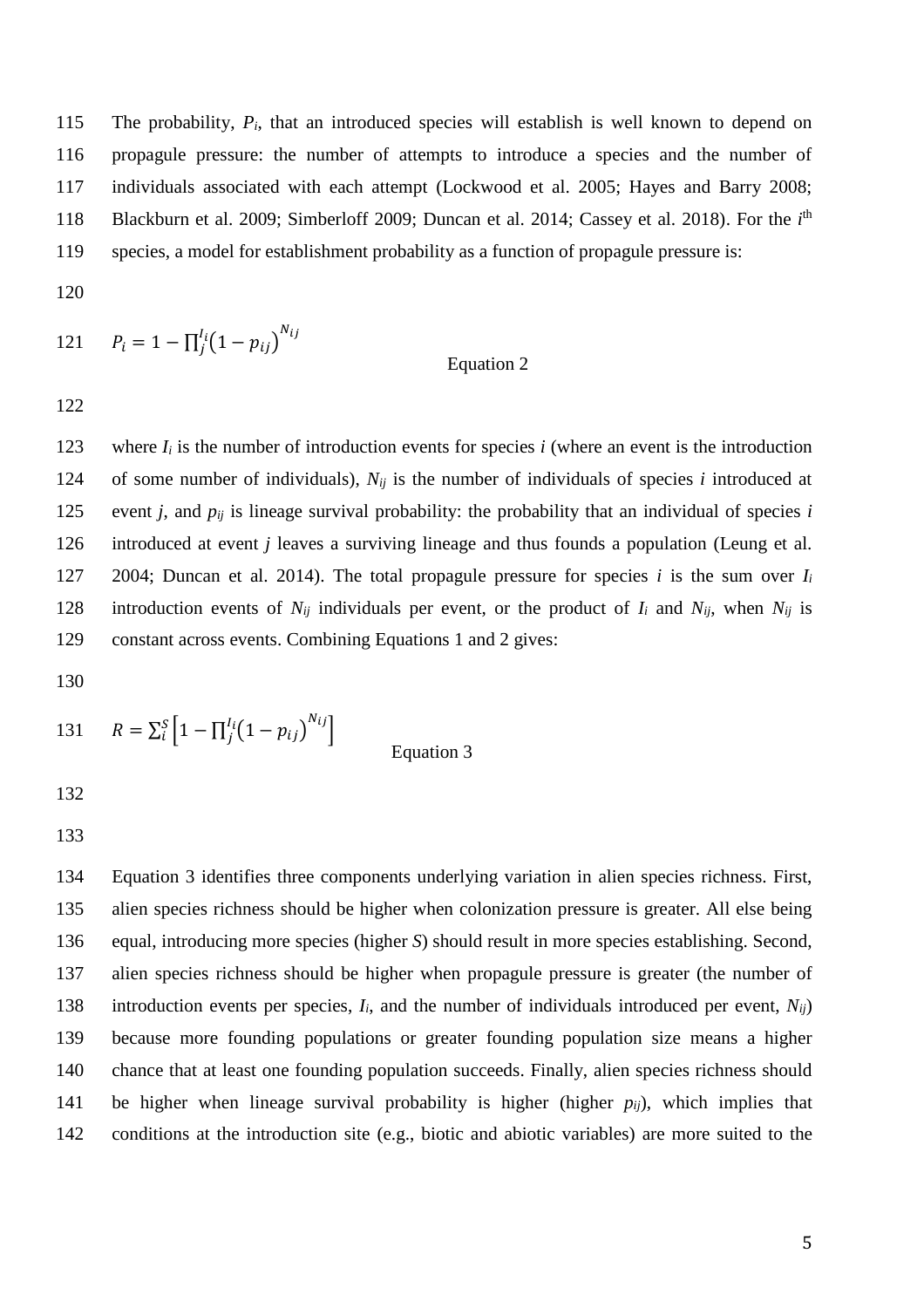The probability, $P_i$, that an introduced species will establish is well known to depend on propagule pressure: the number of attempts to introduce a species and the number of individuals associated with each attempt (Lockwood et al. 2005; Hayes and Barry 2008; Blackburn et al. 2009; Simberloff 2009; Duncan et al. 2014; Cassey et al. 2018). For the $i^{th}$ species, a model for establishment probability as a function of propagule pressure is:

$$P_i = 1 - \prod_j^{I_i} \left(1 - p_{ij}\right)^{N_{ij}} \qquad \text{Equation 2}$$

where $I_i$ is the number of introduction events for species $i$ (where an event is the introduction of some number of individuals), $N_{ij}$ is the number of individuals of species $i$ introduced at event $j$, and $p_{ij}$ is lineage survival probability: the probability that an individual of species $i$ introduced at event $j$ leaves a surviving lineage and thus founds a population (Leung et al. 2004; Duncan et al. 2014). The total propagule pressure for species $i$ is the sum over $I_i$ introduction events of $N_{ij}$ individuals per event, or the product of $I_i$ and $N_{ij}$, when $N_{ij}$ is constant across events. Combining Equations 1 and 2 gives:

$$R = \sum_i^S \left[1 - \prod_j^{I_i} \left(1 - p_{ij}\right)^{N_{ij}}\right] \qquad \text{Equation 3}$$

Equation 3 identifies three components underlying variation in alien species richness. First, alien species richness should be higher when colonization pressure is greater. All else being equal, introducing more species (higher $S$) should result in more species establishing. Second, alien species richness should be higher when propagule pressure is greater (the number of introduction events per species, $I_i$, and the number of individuals introduced per event, $N_{ij}$) because more founding populations or greater founding population size means a higher chance that at least one founding population succeeds. Finally, alien species richness should be higher when lineage survival probability is higher (higher $p_{ij}$), which implies that conditions at the introduction site (e.g., biotic and abiotic variables) are more suited to the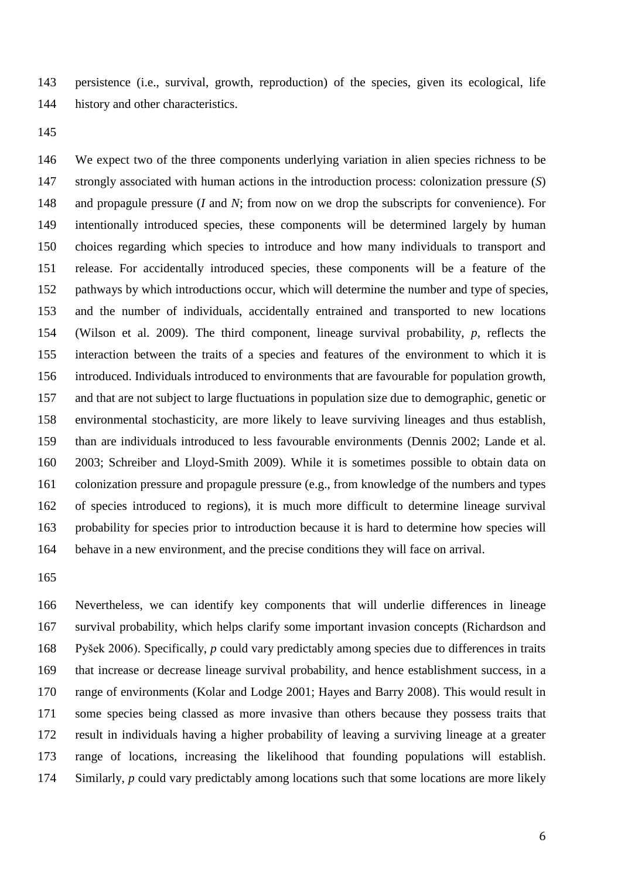persistence (i.e., survival, growth, reproduction) of the species, given its ecological, life history and other characteristics.

We expect two of the three components underlying variation in alien species richness to be strongly associated with human actions in the introduction process: colonization pressure ($S$) and propagule pressure ($I$ and $N$; from now on we drop the subscripts for convenience). For intentionally introduced species, these components will be determined largely by human choices regarding which species to introduce and how many individuals to transport and release. For accidentally introduced species, these components will be a feature of the pathways by which introductions occur, which will determine the number and type of species, and the number of individuals, accidentally entrained and transported to new locations (Wilson et al. 2009). The third component, lineage survival probability, $p$, reflects the interaction between the traits of a species and features of the environment to which it is introduced. Individuals introduced to environments that are favourable for population growth, and that are not subject to large fluctuations in population size due to demographic, genetic or environmental stochasticity, are more likely to leave surviving lineages and thus establish, than are individuals introduced to less favourable environments (Dennis 2002; Lande et al. 2003; Schreiber and Lloyd-Smith 2009). While it is sometimes possible to obtain data on colonization pressure and propagule pressure (e.g., from knowledge of the numbers and types of species introduced to regions), it is much more difficult to determine lineage survival probability for species prior to introduction because it is hard to determine how species will behave in a new environment, and the precise conditions they will face on arrival.

Nevertheless, we can identify key components that will underlie differences in lineage survival probability, which helps clarify some important invasion concepts (Richardson and Pyšek 2006). Specifically, $p$ could vary predictably among species due to differences in traits that increase or decrease lineage survival probability, and hence establishment success, in a range of environments (Kolar and Lodge 2001; Hayes and Barry 2008). This would result in some species being classed as more invasive than others because they possess traits that result in individuals having a higher probability of leaving a surviving lineage at a greater range of locations, increasing the likelihood that founding populations will establish. Similarly, $p$ could vary predictably among locations such that some locations are more likely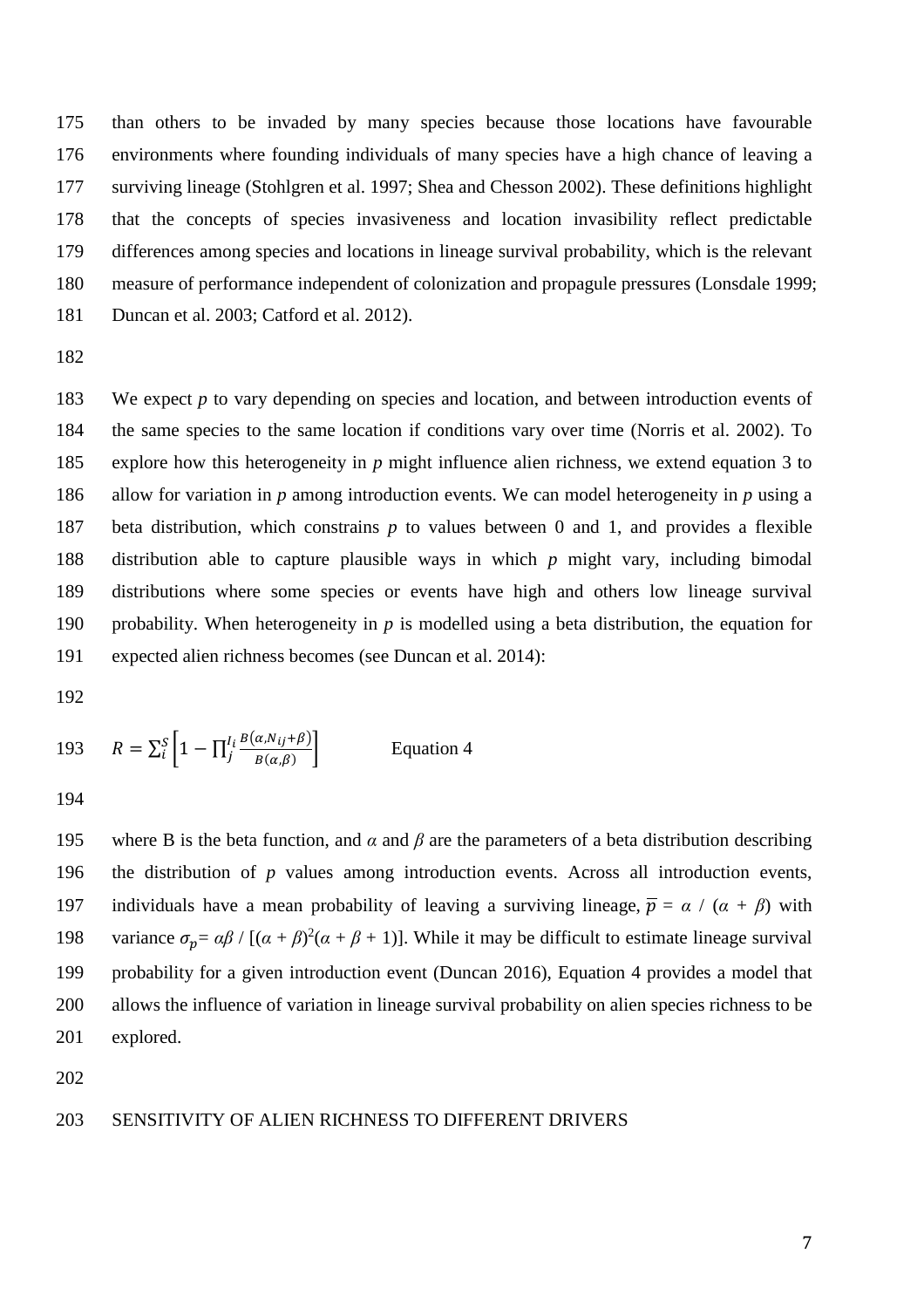than others to be invaded by many species because those locations have favourable environments where founding individuals of many species have a high chance of leaving a surviving lineage (Stohlgren et al. 1997; Shea and Chesson 2002). These definitions highlight that the concepts of species invasiveness and location invasibility reflect predictable differences among species and locations in lineage survival probability, which is the relevant measure of performance independent of colonization and propagule pressures (Lonsdale 1999; Duncan et al. 2003; Catford et al. 2012).

We expect *p* to vary depending on species and location, and between introduction events of the same species to the same location if conditions vary over time (Norris et al. 2002). To explore how this heterogeneity in *p* might influence alien richness, we extend equation 3 to allow for variation in *p* among introduction events. We can model heterogeneity in *p* using a beta distribution, which constrains *p* to values between 0 and 1, and provides a flexible distribution able to capture plausible ways in which *p* might vary, including bimodal distributions where some species or events have high and others low lineage survival probability. When heterogeneity in *p* is modelled using a beta distribution, the equation for expected alien richness becomes (see Duncan et al. 2014):

$$R = \sum_{i}^{S} \left[ 1 - \prod_{j}^{I_i} \frac{B(\alpha, N_{ij} + \beta)}{B(\alpha, \beta)} \right] \qquad \text{Equation 4}$$

where B is the beta function, and $\alpha$ and $\beta$ are the parameters of a beta distribution describing the distribution of *p* values among introduction events. Across all introduction events, individuals have a mean probability of leaving a surviving lineage, $\overline{p} = \alpha / (\alpha + \beta)$ with variance $\sigma_p = \alpha\beta / [(\alpha + \beta)^2(\alpha + \beta + 1)]$. While it may be difficult to estimate lineage survival probability for a given introduction event (Duncan 2016), Equation 4 provides a model that allows the influence of variation in lineage survival probability on alien species richness to be explored.

## SENSITIVITY OF ALIEN RICHNESS TO DIFFERENT DRIVERS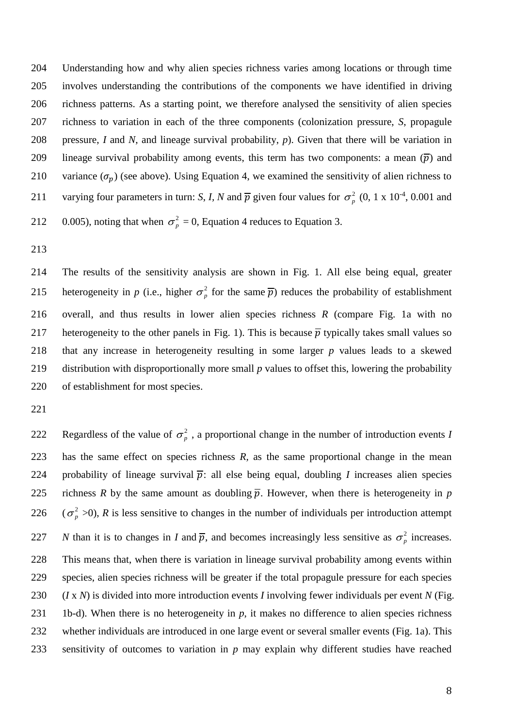Understanding how and why alien species richness varies among locations or through time involves understanding the contributions of the components we have identified in driving richness patterns. As a starting point, we therefore analysed the sensitivity of alien species richness to variation in each of the three components (colonization pressure, *S*, propagule pressure, *I* and *N*, and lineage survival probability, *p*). Given that there will be variation in lineage survival probability among events, this term has two components: a mean ($\overline{p}$) and variance ($\sigma_p$) (see above). Using Equation 4, we examined the sensitivity of alien richness to varying four parameters in turn: *S*, *I*, *N* and $\overline{p}$ given four values for $\sigma_p^2$ (0, 1 x $10^{-4}$, 0.001 and 0.005), noting that when $\sigma_p^2$ = 0, Equation 4 reduces to Equation 3.

The results of the sensitivity analysis are shown in Fig. 1. All else being equal, greater heterogeneity in *p* (i.e., higher $\sigma_p^2$ for the same $\overline{p}$) reduces the probability of establishment overall, and thus results in lower alien species richness *R* (compare Fig. 1a with no heterogeneity to the other panels in Fig. 1). This is because $\overline{p}$ typically takes small values so that any increase in heterogeneity resulting in some larger *p* values leads to a skewed distribution with disproportionally more small *p* values to offset this, lowering the probability of establishment for most species.

Regardless of the value of $\sigma_p^2$ , a proportional change in the number of introduction events *I* has the same effect on species richness *R*, as the same proportional change in the mean probability of lineage survival $\overline{p}$: all else being equal, doubling *I* increases alien species richness *R* by the same amount as doubling $\overline{p}$. However, when there is heterogeneity in *p* ($\sigma_p^2$ >0), *R* is less sensitive to changes in the number of individuals per introduction attempt *N* than it is to changes in *I* and $\overline{p}$, and becomes increasingly less sensitive as $\sigma_p^2$ increases. This means that, when there is variation in lineage survival probability among events within species, alien species richness will be greater if the total propagule pressure for each species (*I* x *N*) is divided into more introduction events *I* involving fewer individuals per event *N* (Fig. 1b-d). When there is no heterogeneity in *p*, it makes no difference to alien species richness whether individuals are introduced in one large event or several smaller events (Fig. 1a). This sensitivity of outcomes to variation in *p* may explain why different studies have reached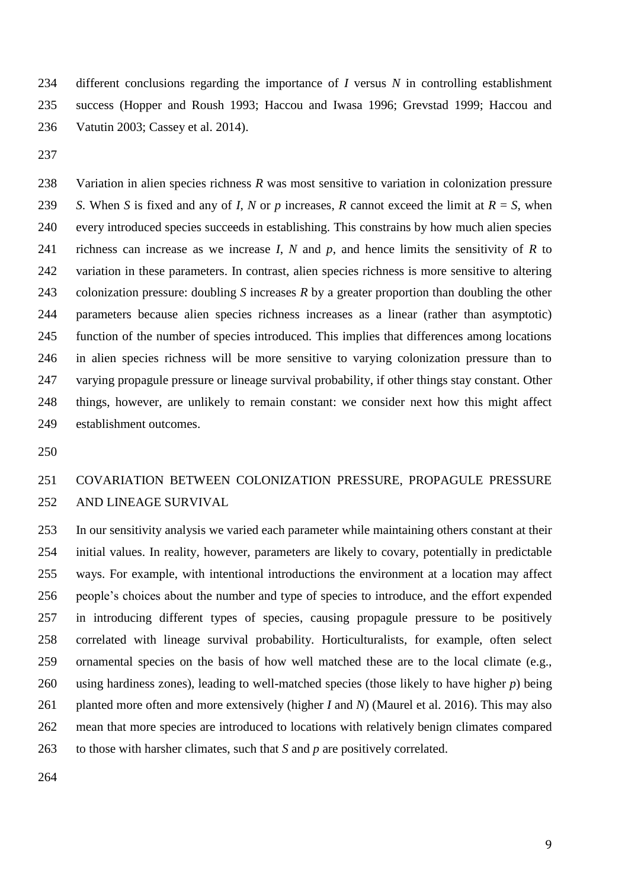different conclusions regarding the importance of $I$ versus $N$ in controlling establishment success (Hopper and Roush 1993; Haccou and Iwasa 1996; Grevstad 1999; Haccou and Vatutin 2003; Cassey et al. 2014).

Variation in alien species richness $R$ was most sensitive to variation in colonization pressure $S$. When $S$ is fixed and any of $I$, $N$ or $p$ increases, $R$ cannot exceed the limit at $R = S$, when every introduced species succeeds in establishing. This constrains by how much alien species richness can increase as we increase $I$, $N$ and $p$, and hence limits the sensitivity of $R$ to variation in these parameters. In contrast, alien species richness is more sensitive to altering colonization pressure: doubling $S$ increases $R$ by a greater proportion than doubling the other parameters because alien species richness increases as a linear (rather than asymptotic) function of the number of species introduced. This implies that differences among locations in alien species richness will be more sensitive to varying colonization pressure than to varying propagule pressure or lineage survival probability, if other things stay constant. Other things, however, are unlikely to remain constant: we consider next how this might affect establishment outcomes.

## COVARIATION BETWEEN COLONIZATION PRESSURE, PROPAGULE PRESSURE AND LINEAGE SURVIVAL

In our sensitivity analysis we varied each parameter while maintaining others constant at their initial values. In reality, however, parameters are likely to covary, potentially in predictable ways. For example, with intentional introductions the environment at a location may affect people's choices about the number and type of species to introduce, and the effort expended in introducing different types of species, causing propagule pressure to be positively correlated with lineage survival probability. Horticulturalists, for example, often select ornamental species on the basis of how well matched these are to the local climate (e.g., using hardiness zones), leading to well-matched species (those likely to have higher $p$) being planted more often and more extensively (higher $I$ and $N$) (Maurel et al. 2016). This may also mean that more species are introduced to locations with relatively benign climates compared to those with harsher climates, such that $S$ and $p$ are positively correlated.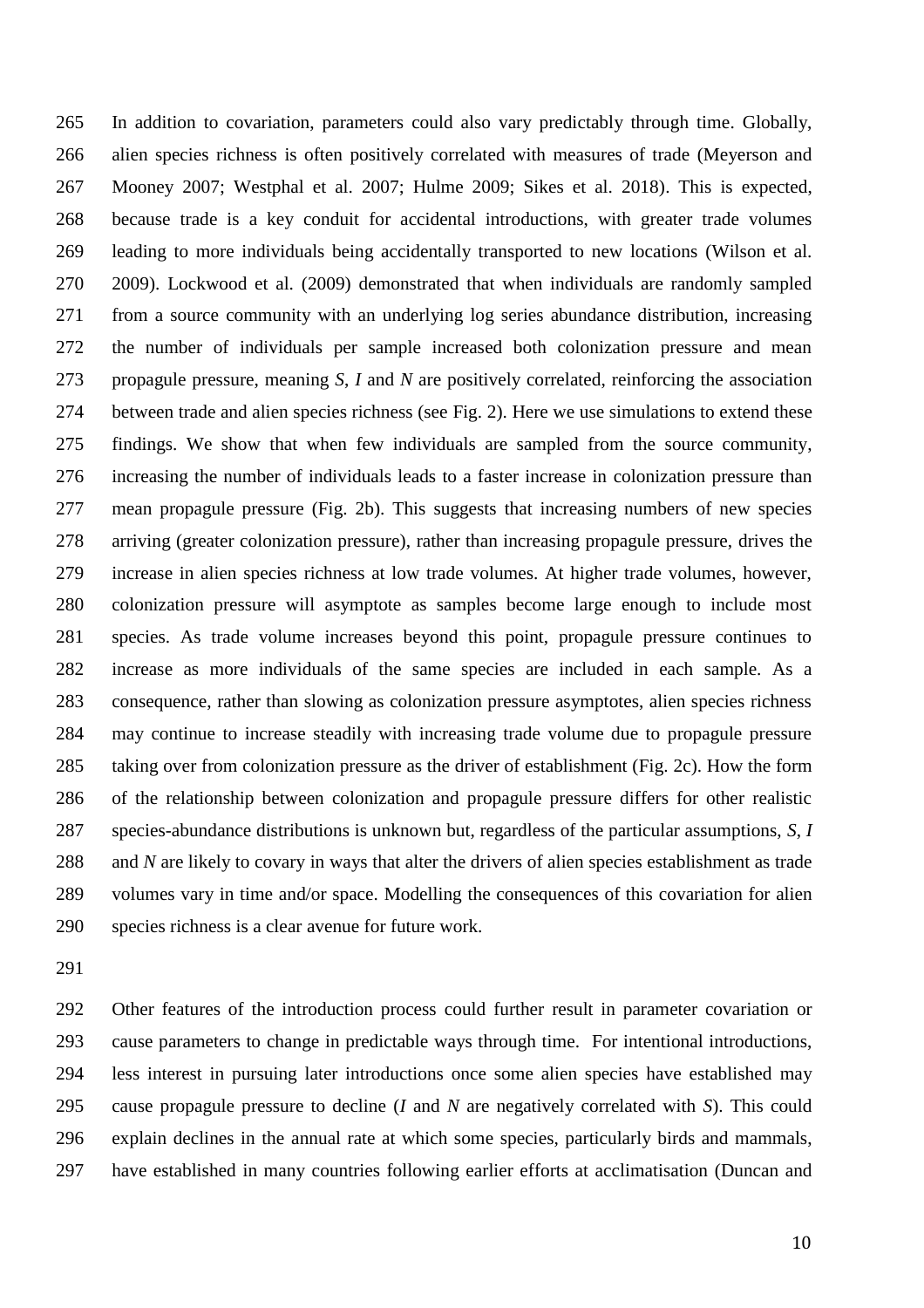In addition to covariation, parameters could also vary predictably through time. Globally, alien species richness is often positively correlated with measures of trade (Meyerson and Mooney 2007; Westphal et al. 2007; Hulme 2009; Sikes et al. 2018). This is expected, because trade is a key conduit for accidental introductions, with greater trade volumes leading to more individuals being accidentally transported to new locations (Wilson et al. 2009). Lockwood et al. (2009) demonstrated that when individuals are randomly sampled from a source community with an underlying log series abundance distribution, increasing the number of individuals per sample increased both colonization pressure and mean propagule pressure, meaning $S$, $I$ and $N$ are positively correlated, reinforcing the association between trade and alien species richness (see Fig. 2). Here we use simulations to extend these findings. We show that when few individuals are sampled from the source community, increasing the number of individuals leads to a faster increase in colonization pressure than mean propagule pressure (Fig. 2b). This suggests that increasing numbers of new species arriving (greater colonization pressure), rather than increasing propagule pressure, drives the increase in alien species richness at low trade volumes. At higher trade volumes, however, colonization pressure will asymptote as samples become large enough to include most species. As trade volume increases beyond this point, propagule pressure continues to increase as more individuals of the same species are included in each sample. As a consequence, rather than slowing as colonization pressure asymptotes, alien species richness may continue to increase steadily with increasing trade volume due to propagule pressure taking over from colonization pressure as the driver of establishment (Fig. 2c). How the form of the relationship between colonization and propagule pressure differs for other realistic species-abundance distributions is unknown but, regardless of the particular assumptions, $S$, $I$ and $N$ are likely to covary in ways that alter the drivers of alien species establishment as trade volumes vary in time and/or space. Modelling the consequences of this covariation for alien species richness is a clear avenue for future work.

Other features of the introduction process could further result in parameter covariation or cause parameters to change in predictable ways through time. For intentional introductions, less interest in pursuing later introductions once some alien species have established may cause propagule pressure to decline ($I$ and $N$ are negatively correlated with $S$). This could explain declines in the annual rate at which some species, particularly birds and mammals, have established in many countries following earlier efforts at acclimatisation (Duncan and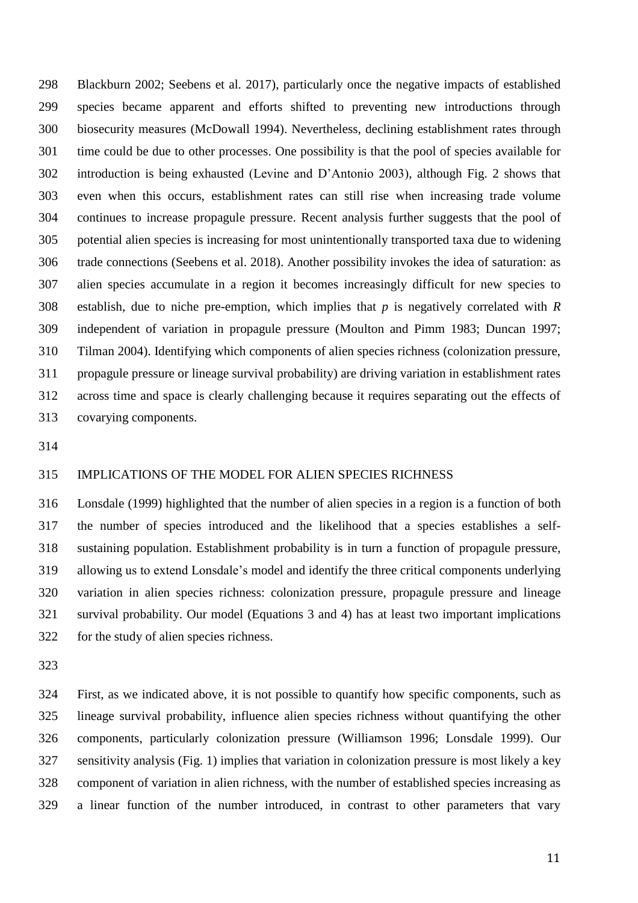Blackburn 2002; Seebens et al. 2017), particularly once the negative impacts of established species became apparent and efforts shifted to preventing new introductions through biosecurity measures (McDowall 1994). Nevertheless, declining establishment rates through time could be due to other processes. One possibility is that the pool of species available for introduction is being exhausted (Levine and D'Antonio 2003), although Fig. 2 shows that even when this occurs, establishment rates can still rise when increasing trade volume continues to increase propagule pressure. Recent analysis further suggests that the pool of potential alien species is increasing for most unintentionally transported taxa due to widening trade connections (Seebens et al. 2018). Another possibility invokes the idea of saturation: as alien species accumulate in a region it becomes increasingly difficult for new species to establish, due to niche pre-emption, which implies that $p$ is negatively correlated with $R$ independent of variation in propagule pressure (Moulton and Pimm 1983; Duncan 1997; Tilman 2004). Identifying which components of alien species richness (colonization pressure, propagule pressure or lineage survival probability) are driving variation in establishment rates across time and space is clearly challenging because it requires separating out the effects of covarying components.

## IMPLICATIONS OF THE MODEL FOR ALIEN SPECIES RICHNESS

Lonsdale (1999) highlighted that the number of alien species in a region is a function of both the number of species introduced and the likelihood that a species establishes a self-sustaining population. Establishment probability is in turn a function of propagule pressure, allowing us to extend Lonsdale's model and identify the three critical components underlying variation in alien species richness: colonization pressure, propagule pressure and lineage survival probability. Our model (Equations 3 and 4) has at least two important implications for the study of alien species richness.

First, as we indicated above, it is not possible to quantify how specific components, such as lineage survival probability, influence alien species richness without quantifying the other components, particularly colonization pressure (Williamson 1996; Lonsdale 1999). Our sensitivity analysis (Fig. 1) implies that variation in colonization pressure is most likely a key component of variation in alien richness, with the number of established species increasing as a linear function of the number introduced, in contrast to other parameters that vary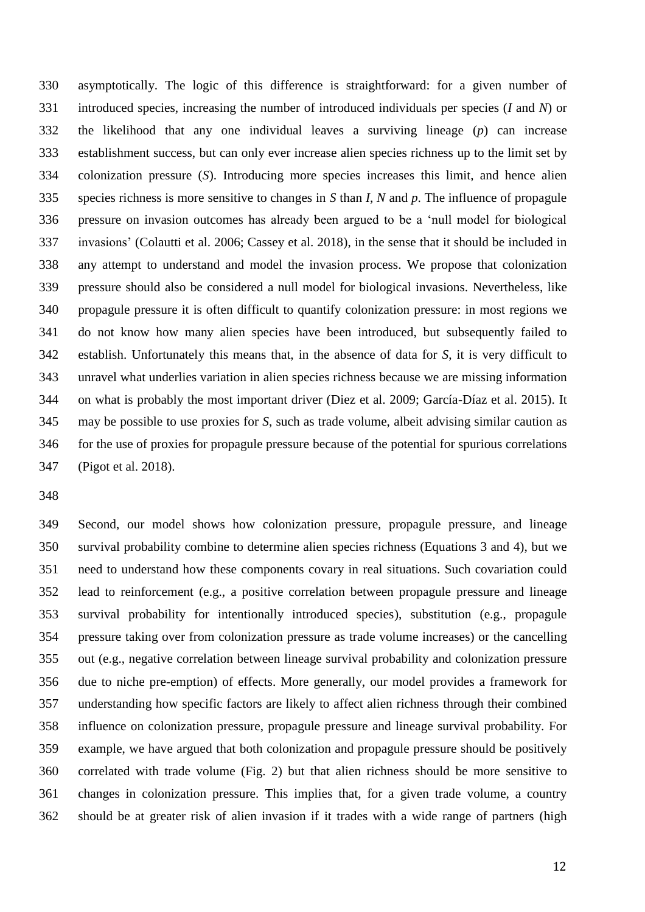asymptotically. The logic of this difference is straightforward: for a given number of introduced species, increasing the number of introduced individuals per species ($I$ and $N$) or the likelihood that any one individual leaves a surviving lineage ($p$) can increase establishment success, but can only ever increase alien species richness up to the limit set by colonization pressure ($S$). Introducing more species increases this limit, and hence alien species richness is more sensitive to changes in $S$ than $I$, $N$ and $p$. The influence of propagule pressure on invasion outcomes has already been argued to be a 'null model for biological invasions' (Colautti et al. 2006; Cassey et al. 2018), in the sense that it should be included in any attempt to understand and model the invasion process. We propose that colonization pressure should also be considered a null model for biological invasions. Nevertheless, like propagule pressure it is often difficult to quantify colonization pressure: in most regions we do not know how many alien species have been introduced, but subsequently failed to establish. Unfortunately this means that, in the absence of data for $S$, it is very difficult to unravel what underlies variation in alien species richness because we are missing information on what is probably the most important driver (Diez et al. 2009; García-Díaz et al. 2015). It may be possible to use proxies for $S$, such as trade volume, albeit advising similar caution as for the use of proxies for propagule pressure because of the potential for spurious correlations (Pigot et al. 2018).

Second, our model shows how colonization pressure, propagule pressure, and lineage survival probability combine to determine alien species richness (Equations 3 and 4), but we need to understand how these components covary in real situations. Such covariation could lead to reinforcement (e.g., a positive correlation between propagule pressure and lineage survival probability for intentionally introduced species), substitution (e.g., propagule pressure taking over from colonization pressure as trade volume increases) or the cancelling out (e.g., negative correlation between lineage survival probability and colonization pressure due to niche pre-emption) of effects. More generally, our model provides a framework for understanding how specific factors are likely to affect alien richness through their combined influence on colonization pressure, propagule pressure and lineage survival probability. For example, we have argued that both colonization and propagule pressure should be positively correlated with trade volume (Fig. 2) but that alien richness should be more sensitive to changes in colonization pressure. This implies that, for a given trade volume, a country should be at greater risk of alien invasion if it trades with a wide range of partners (high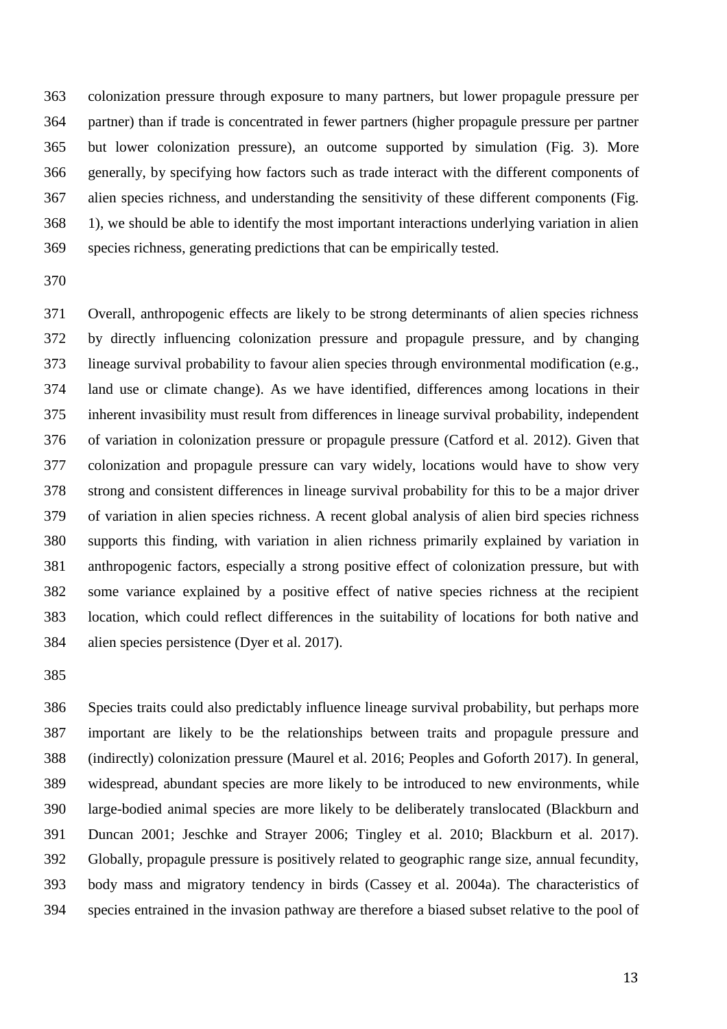colonization pressure through exposure to many partners, but lower propagule pressure per partner) than if trade is concentrated in fewer partners (higher propagule pressure per partner but lower colonization pressure), an outcome supported by simulation (Fig. 3). More generally, by specifying how factors such as trade interact with the different components of alien species richness, and understanding the sensitivity of these different components (Fig. 1), we should be able to identify the most important interactions underlying variation in alien species richness, generating predictions that can be empirically tested.

Overall, anthropogenic effects are likely to be strong determinants of alien species richness by directly influencing colonization pressure and propagule pressure, and by changing lineage survival probability to favour alien species through environmental modification (e.g., land use or climate change). As we have identified, differences among locations in their inherent invasibility must result from differences in lineage survival probability, independent of variation in colonization pressure or propagule pressure (Catford et al. 2012). Given that colonization and propagule pressure can vary widely, locations would have to show very strong and consistent differences in lineage survival probability for this to be a major driver of variation in alien species richness. A recent global analysis of alien bird species richness supports this finding, with variation in alien richness primarily explained by variation in anthropogenic factors, especially a strong positive effect of colonization pressure, but with some variance explained by a positive effect of native species richness at the recipient location, which could reflect differences in the suitability of locations for both native and alien species persistence (Dyer et al. 2017).

Species traits could also predictably influence lineage survival probability, but perhaps more important are likely to be the relationships between traits and propagule pressure and (indirectly) colonization pressure (Maurel et al. 2016; Peoples and Goforth 2017). In general, widespread, abundant species are more likely to be introduced to new environments, while large-bodied animal species are more likely to be deliberately translocated (Blackburn and Duncan 2001; Jeschke and Strayer 2006; Tingley et al. 2010; Blackburn et al. 2017). Globally, propagule pressure is positively related to geographic range size, annual fecundity, body mass and migratory tendency in birds (Cassey et al. 2004a). The characteristics of species entrained in the invasion pathway are therefore a biased subset relative to the pool of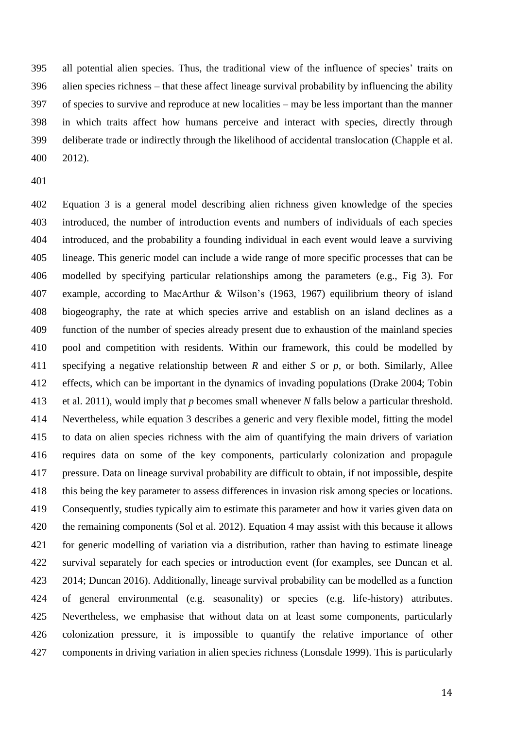all potential alien species. Thus, the traditional view of the influence of species' traits on alien species richness – that these affect lineage survival probability by influencing the ability of species to survive and reproduce at new localities – may be less important than the manner in which traits affect how humans perceive and interact with species, directly through deliberate trade or indirectly through the likelihood of accidental translocation (Chapple et al. 2012).

Equation 3 is a general model describing alien richness given knowledge of the species introduced, the number of introduction events and numbers of individuals of each species introduced, and the probability a founding individual in each event would leave a surviving lineage. This generic model can include a wide range of more specific processes that can be modelled by specifying particular relationships among the parameters (e.g., Fig 3). For example, according to MacArthur & Wilson's (1963, 1967) equilibrium theory of island biogeography, the rate at which species arrive and establish on an island declines as a function of the number of species already present due to exhaustion of the mainland species pool and competition with residents. Within our framework, this could be modelled by specifying a negative relationship between $R$ and either $S$ or $p$, or both. Similarly, Allee effects, which can be important in the dynamics of invading populations (Drake 2004; Tobin et al. 2011), would imply that $p$ becomes small whenever $N$ falls below a particular threshold. Nevertheless, while equation 3 describes a generic and very flexible model, fitting the model to data on alien species richness with the aim of quantifying the main drivers of variation requires data on some of the key components, particularly colonization and propagule pressure. Data on lineage survival probability are difficult to obtain, if not impossible, despite this being the key parameter to assess differences in invasion risk among species or locations. Consequently, studies typically aim to estimate this parameter and how it varies given data on the remaining components (Sol et al. 2012). Equation 4 may assist with this because it allows for generic modelling of variation via a distribution, rather than having to estimate lineage survival separately for each species or introduction event (for examples, see Duncan et al. 2014; Duncan 2016). Additionally, lineage survival probability can be modelled as a function of general environmental (e.g. seasonality) or species (e.g. life-history) attributes. Nevertheless, we emphasise that without data on at least some components, particularly colonization pressure, it is impossible to quantify the relative importance of other components in driving variation in alien species richness (Lonsdale 1999). This is particularly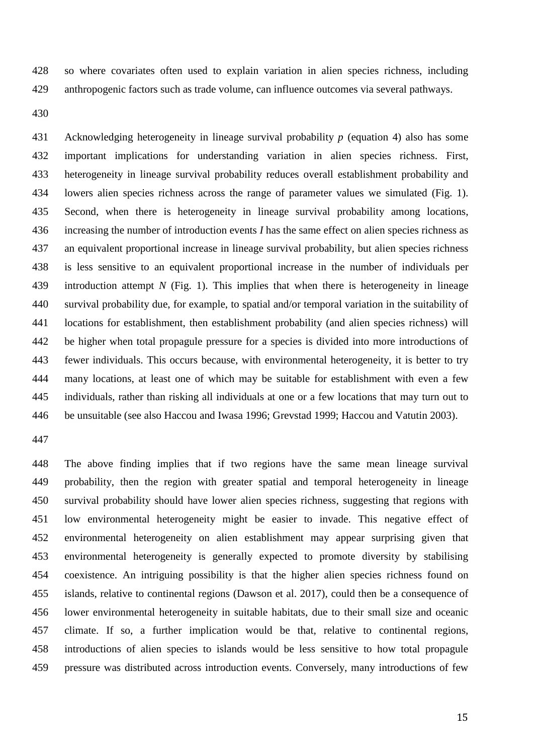so where covariates often used to explain variation in alien species richness, including anthropogenic factors such as trade volume, can influence outcomes via several pathways.

Acknowledging heterogeneity in lineage survival probability $p$ (equation 4) also has some important implications for understanding variation in alien species richness. First, heterogeneity in lineage survival probability reduces overall establishment probability and lowers alien species richness across the range of parameter values we simulated (Fig. 1). Second, when there is heterogeneity in lineage survival probability among locations, increasing the number of introduction events $I$ has the same effect on alien species richness as an equivalent proportional increase in lineage survival probability, but alien species richness is less sensitive to an equivalent proportional increase in the number of individuals per introduction attempt $N$ (Fig. 1). This implies that when there is heterogeneity in lineage survival probability due, for example, to spatial and/or temporal variation in the suitability of locations for establishment, then establishment probability (and alien species richness) will be higher when total propagule pressure for a species is divided into more introductions of fewer individuals. This occurs because, with environmental heterogeneity, it is better to try many locations, at least one of which may be suitable for establishment with even a few individuals, rather than risking all individuals at one or a few locations that may turn out to be unsuitable (see also Haccou and Iwasa 1996; Grevstad 1999; Haccou and Vatutin 2003).

The above finding implies that if two regions have the same mean lineage survival probability, then the region with greater spatial and temporal heterogeneity in lineage survival probability should have lower alien species richness, suggesting that regions with low environmental heterogeneity might be easier to invade. This negative effect of environmental heterogeneity on alien establishment may appear surprising given that environmental heterogeneity is generally expected to promote diversity by stabilising coexistence. An intriguing possibility is that the higher alien species richness found on islands, relative to continental regions (Dawson et al. 2017), could then be a consequence of lower environmental heterogeneity in suitable habitats, due to their small size and oceanic climate. If so, a further implication would be that, relative to continental regions, introductions of alien species to islands would be less sensitive to how total propagule pressure was distributed across introduction events. Conversely, many introductions of few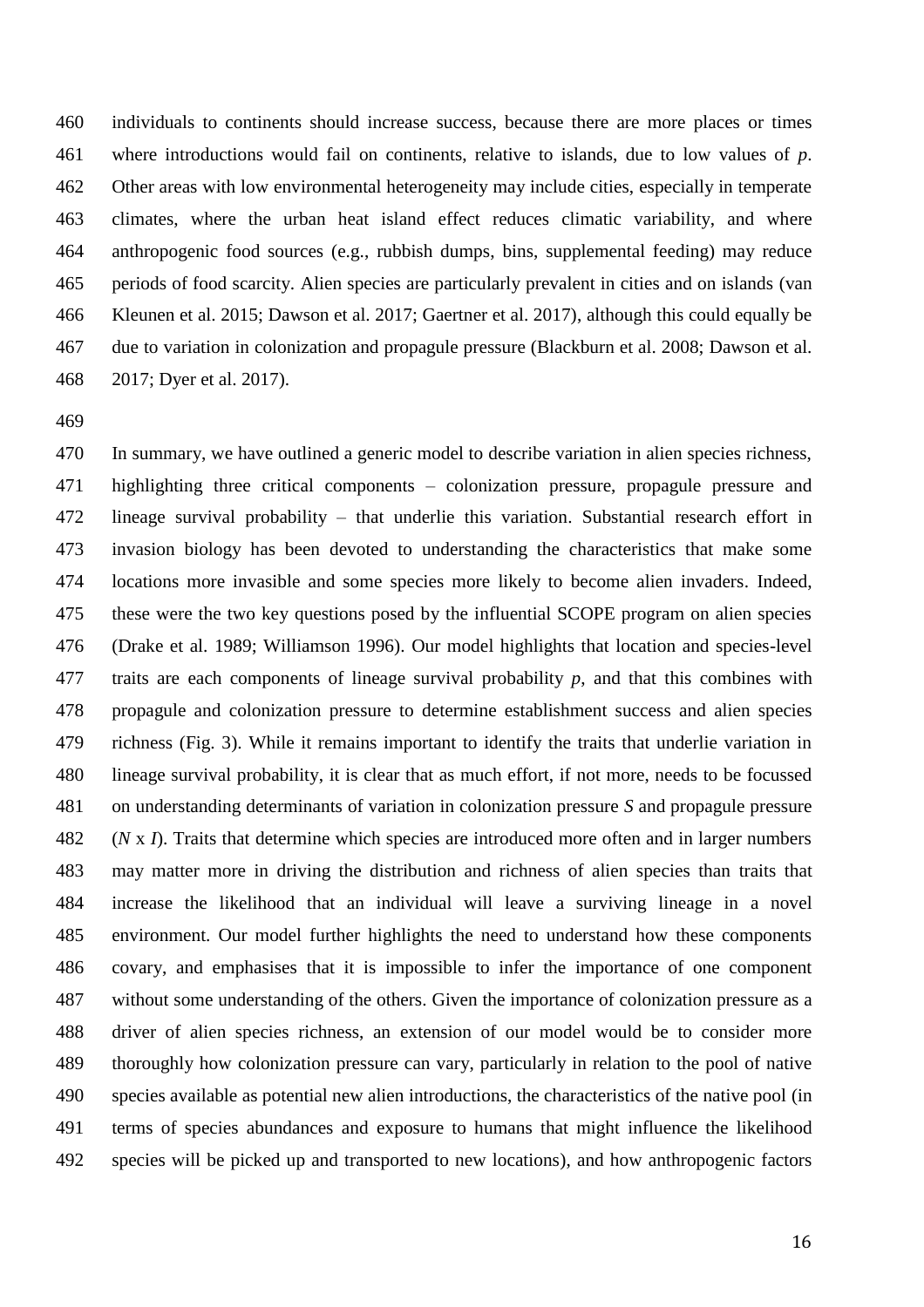individuals to continents should increase success, because there are more places or times where introductions would fail on continents, relative to islands, due to low values of $p$. Other areas with low environmental heterogeneity may include cities, especially in temperate climates, where the urban heat island effect reduces climatic variability, and where anthropogenic food sources (e.g., rubbish dumps, bins, supplemental feeding) may reduce periods of food scarcity. Alien species are particularly prevalent in cities and on islands (van Kleunen et al. 2015; Dawson et al. 2017; Gaertner et al. 2017), although this could equally be due to variation in colonization and propagule pressure (Blackburn et al. 2008; Dawson et al. 2017; Dyer et al. 2017).

In summary, we have outlined a generic model to describe variation in alien species richness, highlighting three critical components – colonization pressure, propagule pressure and lineage survival probability – that underlie this variation. Substantial research effort in invasion biology has been devoted to understanding the characteristics that make some locations more invasible and some species more likely to become alien invaders. Indeed, these were the two key questions posed by the influential SCOPE program on alien species (Drake et al. 1989; Williamson 1996). Our model highlights that location and species-level traits are each components of lineage survival probability $p$, and that this combines with propagule and colonization pressure to determine establishment success and alien species richness (Fig. 3). While it remains important to identify the traits that underlie variation in lineage survival probability, it is clear that as much effort, if not more, needs to be focussed on understanding determinants of variation in colonization pressure $S$ and propagule pressure ($N$ x $I$). Traits that determine which species are introduced more often and in larger numbers may matter more in driving the distribution and richness of alien species than traits that increase the likelihood that an individual will leave a surviving lineage in a novel environment. Our model further highlights the need to understand how these components covary, and emphasises that it is impossible to infer the importance of one component without some understanding of the others. Given the importance of colonization pressure as a driver of alien species richness, an extension of our model would be to consider more thoroughly how colonization pressure can vary, particularly in relation to the pool of native species available as potential new alien introductions, the characteristics of the native pool (in terms of species abundances and exposure to humans that might influence the likelihood species will be picked up and transported to new locations), and how anthropogenic factors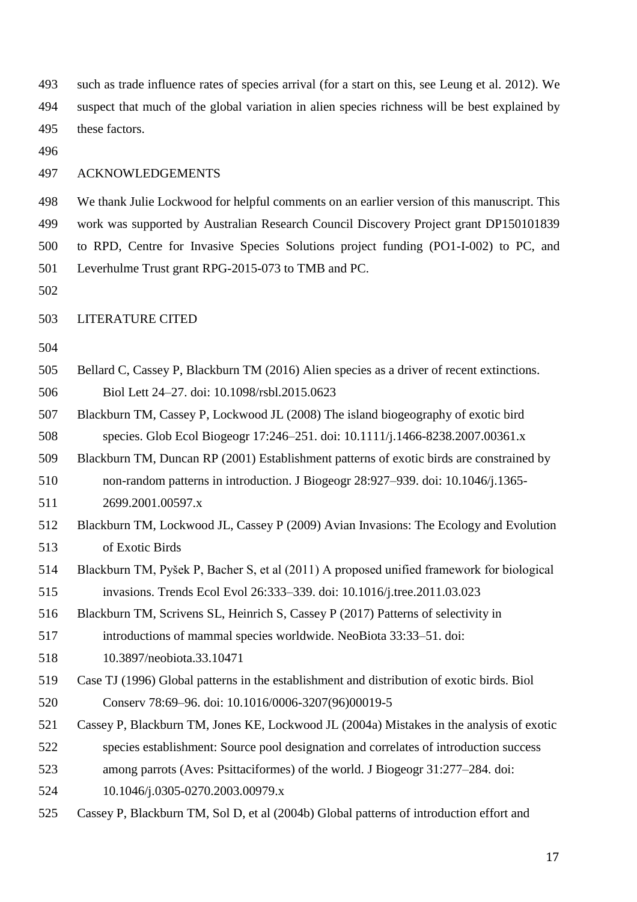such as trade influence rates of species arrival (for a start on this, see Leung et al. 2012). We suspect that much of the global variation in alien species richness will be best explained by these factors.

## ACKNOWLEDGEMENTS

We thank Julie Lockwood for helpful comments on an earlier version of this manuscript. This work was supported by Australian Research Council Discovery Project grant DP150101839 to RPD, Centre for Invasive Species Solutions project funding (PO1-I-002) to PC, and Leverhulme Trust grant RPG-2015-073 to TMB and PC.

## LITERATURE CITED

Bellard C, Cassey P, Blackburn TM (2016) Alien species as a driver of recent extinctions. Biol Lett 24–27. doi: 10.1098/rsbl.2015.0623

Blackburn TM, Cassey P, Lockwood JL (2008) The island biogeography of exotic bird species. Glob Ecol Biogeogr 17:246–251. doi: 10.1111/j.1466-8238.2007.00361.x

Blackburn TM, Duncan RP (2001) Establishment patterns of exotic birds are constrained by non-random patterns in introduction. J Biogeogr 28:927–939. doi: 10.1046/j.1365-2699.2001.00597.x

Blackburn TM, Lockwood JL, Cassey P (2009) Avian Invasions: The Ecology and Evolution of Exotic Birds

Blackburn TM, Pyšek P, Bacher S, et al (2011) A proposed unified framework for biological invasions. Trends Ecol Evol 26:333–339. doi: 10.1016/j.tree.2011.03.023

Blackburn TM, Scrivens SL, Heinrich S, Cassey P (2017) Patterns of selectivity in introductions of mammal species worldwide. NeoBiota 33:33–51. doi: 10.3897/neobiota.33.10471

Case TJ (1996) Global patterns in the establishment and distribution of exotic birds. Biol Conserv 78:69–96. doi: 10.1016/0006-3207(96)00019-5

Cassey P, Blackburn TM, Jones KE, Lockwood JL (2004a) Mistakes in the analysis of exotic species establishment: Source pool designation and correlates of introduction success among parrots (Aves: Psittaciformes) of the world. J Biogeogr 31:277–284. doi: 10.1046/j.0305-0270.2003.00979.x

Cassey P, Blackburn TM, Sol D, et al (2004b) Global patterns of introduction effort and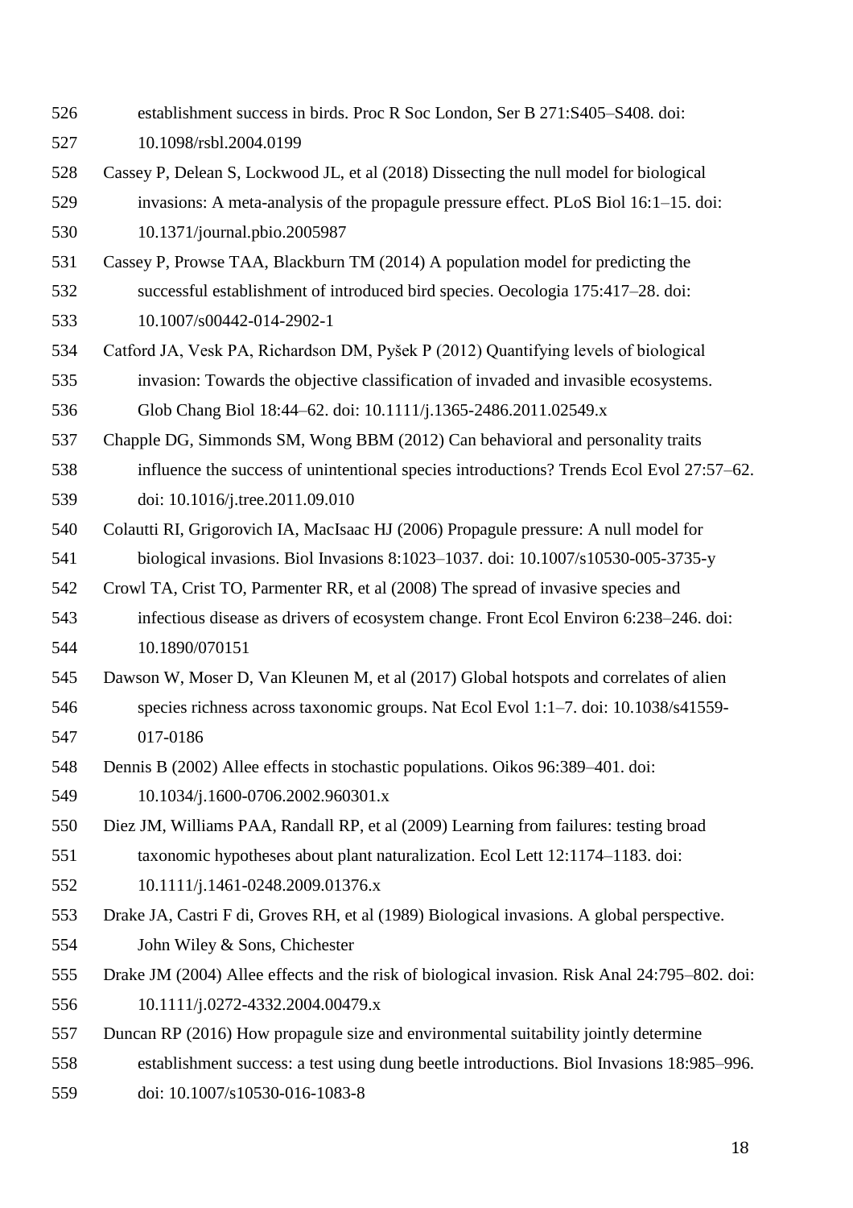establishment success in birds. Proc R Soc London, Ser B 271:S405–S408. doi: 10.1098/rsbl.2004.0199

Cassey P, Delean S, Lockwood JL, et al (2018) Dissecting the null model for biological invasions: A meta-analysis of the propagule pressure effect. PLoS Biol 16:1–15. doi: 10.1371/journal.pbio.2005987

Cassey P, Prowse TAA, Blackburn TM (2014) A population model for predicting the successful establishment of introduced bird species. Oecologia 175:417–28. doi: 10.1007/s00442-014-2902-1

Catford JA, Vesk PA, Richardson DM, Pyšek P (2012) Quantifying levels of biological invasion: Towards the objective classification of invaded and invasible ecosystems. Glob Chang Biol 18:44–62. doi: 10.1111/j.1365-2486.2011.02549.x

Chapple DG, Simmonds SM, Wong BBM (2012) Can behavioral and personality traits influence the success of unintentional species introductions? Trends Ecol Evol 27:57–62. doi: 10.1016/j.tree.2011.09.010

Colautti RI, Grigorovich IA, MacIsaac HJ (2006) Propagule pressure: A null model for biological invasions. Biol Invasions 8:1023–1037. doi: 10.1007/s10530-005-3735-y

Crowl TA, Crist TO, Parmenter RR, et al (2008) The spread of invasive species and infectious disease as drivers of ecosystem change. Front Ecol Environ 6:238–246. doi: 10.1890/070151

Dawson W, Moser D, Van Kleunen M, et al (2017) Global hotspots and correlates of alien species richness across taxonomic groups. Nat Ecol Evol 1:1–7. doi: 10.1038/s41559-017-0186

Dennis B (2002) Allee effects in stochastic populations. Oikos 96:389–401. doi: 10.1034/j.1600-0706.2002.960301.x

Diez JM, Williams PAA, Randall RP, et al (2009) Learning from failures: testing broad taxonomic hypotheses about plant naturalization. Ecol Lett 12:1174–1183. doi: 10.1111/j.1461-0248.2009.01376.x

Drake JA, Castri F di, Groves RH, et al (1989) Biological invasions. A global perspective. John Wiley & Sons, Chichester

Drake JM (2004) Allee effects and the risk of biological invasion. Risk Anal 24:795–802. doi: 10.1111/j.0272-4332.2004.00479.x

Duncan RP (2016) How propagule size and environmental suitability jointly determine establishment success: a test using dung beetle introductions. Biol Invasions 18:985–996. doi: 10.1007/s10530-016-1083-8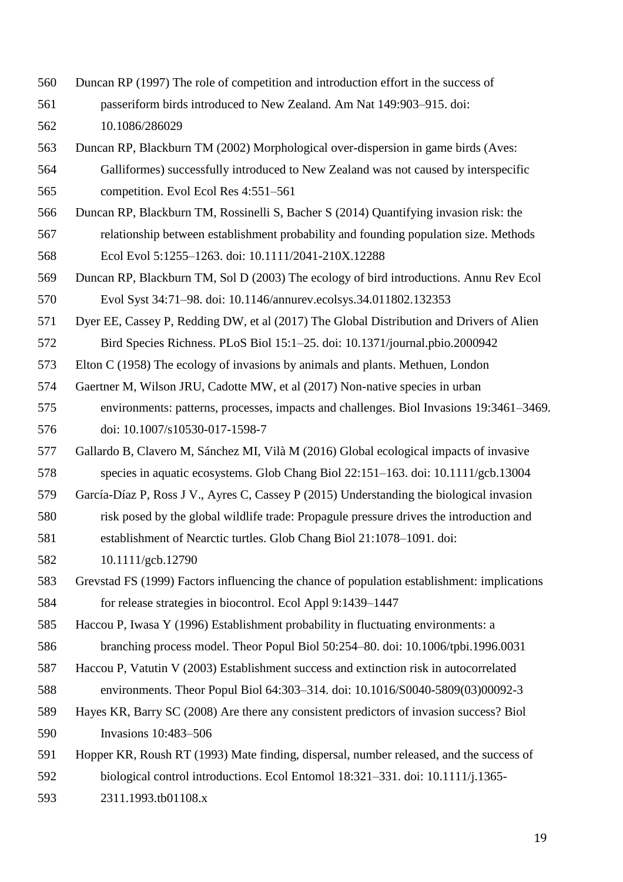Duncan RP (1997) The role of competition and introduction effort in the success of passeriform birds introduced to New Zealand. Am Nat 149:903–915. doi: 10.1086/286029

Duncan RP, Blackburn TM (2002) Morphological over-dispersion in game birds (Aves: Galliformes) successfully introduced to New Zealand was not caused by interspecific competition. Evol Ecol Res 4:551–561

Duncan RP, Blackburn TM, Rossinelli S, Bacher S (2014) Quantifying invasion risk: the relationship between establishment probability and founding population size. Methods Ecol Evol 5:1255–1263. doi: 10.1111/2041-210X.12288

Duncan RP, Blackburn TM, Sol D (2003) The ecology of bird introductions. Annu Rev Ecol Evol Syst 34:71–98. doi: 10.1146/annurev.ecolsys.34.011802.132353

Dyer EE, Cassey P, Redding DW, et al (2017) The Global Distribution and Drivers of Alien Bird Species Richness. PLoS Biol 15:1–25. doi: 10.1371/journal.pbio.2000942

Elton C (1958) The ecology of invasions by animals and plants. Methuen, London

Gaertner M, Wilson JRU, Cadotte MW, et al (2017) Non-native species in urban environments: patterns, processes, impacts and challenges. Biol Invasions 19:3461–3469. doi: 10.1007/s10530-017-1598-7

Gallardo B, Clavero M, Sánchez MI, Vilà M (2016) Global ecological impacts of invasive species in aquatic ecosystems. Glob Chang Biol 22:151–163. doi: 10.1111/gcb.13004

García-Díaz P, Ross J V., Ayres C, Cassey P (2015) Understanding the biological invasion risk posed by the global wildlife trade: Propagule pressure drives the introduction and establishment of Nearctic turtles. Glob Chang Biol 21:1078–1091. doi: 10.1111/gcb.12790

Grevstad FS (1999) Factors influencing the chance of population establishment: implications for release strategies in biocontrol. Ecol Appl 9:1439–1447

Haccou P, Iwasa Y (1996) Establishment probability in fluctuating environments: a branching process model. Theor Popul Biol 50:254–80. doi: 10.1006/tpbi.1996.0031

Haccou P, Vatutin V (2003) Establishment success and extinction risk in autocorrelated environments. Theor Popul Biol 64:303–314. doi: 10.1016/S0040-5809(03)00092-3

Hayes KR, Barry SC (2008) Are there any consistent predictors of invasion success? Biol Invasions 10:483–506

Hopper KR, Roush RT (1993) Mate finding, dispersal, number released, and the success of biological control introductions. Ecol Entomol 18:321–331. doi: 10.1111/j.1365-2311.1993.tb01108.x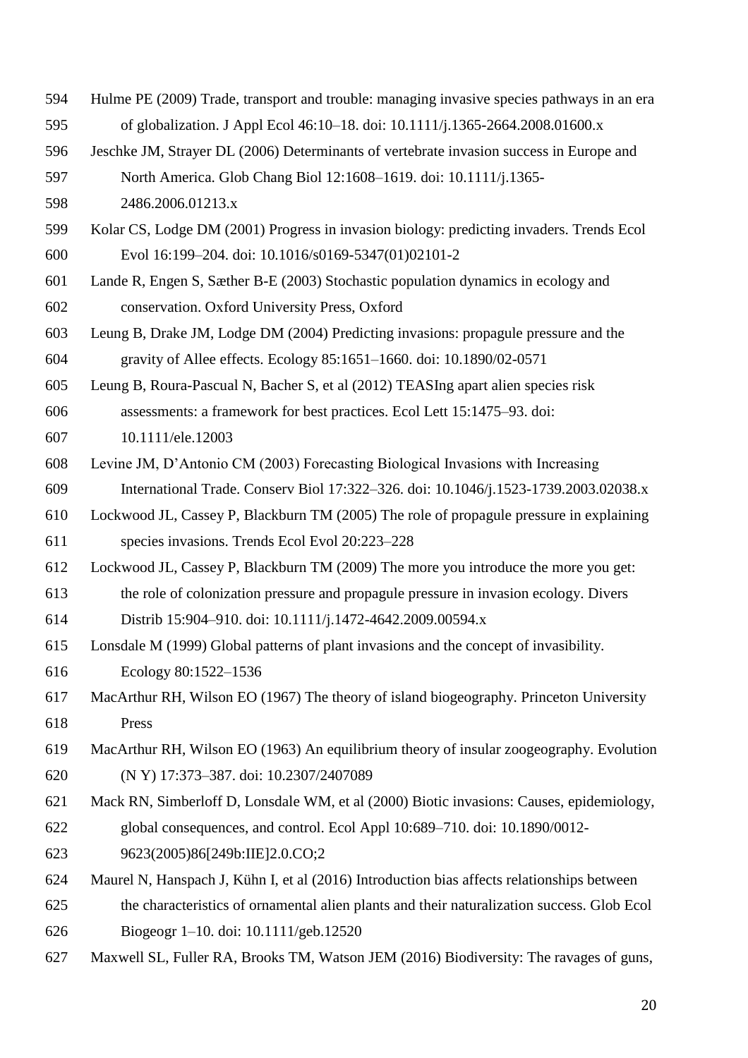Hulme PE (2009) Trade, transport and trouble: managing invasive species pathways in an era of globalization. J Appl Ecol 46:10–18. doi: 10.1111/j.1365-2664.2008.01600.x

Jeschke JM, Strayer DL (2006) Determinants of vertebrate invasion success in Europe and North America. Glob Chang Biol 12:1608–1619. doi: 10.1111/j.1365-2486.2006.01213.x

Kolar CS, Lodge DM (2001) Progress in invasion biology: predicting invaders. Trends Ecol Evol 16:199–204. doi: 10.1016/s0169-5347(01)02101-2

Lande R, Engen S, Sæther B-E (2003) Stochastic population dynamics in ecology and conservation. Oxford University Press, Oxford

Leung B, Drake JM, Lodge DM (2004) Predicting invasions: propagule pressure and the gravity of Allee effects. Ecology 85:1651–1660. doi: 10.1890/02-0571

Leung B, Roura-Pascual N, Bacher S, et al (2012) TEASIng apart alien species risk assessments: a framework for best practices. Ecol Lett 15:1475–93. doi: 10.1111/ele.12003

Levine JM, D'Antonio CM (2003) Forecasting Biological Invasions with Increasing International Trade. Conserv Biol 17:322–326. doi: 10.1046/j.1523-1739.2003.02038.x

Lockwood JL, Cassey P, Blackburn TM (2005) The role of propagule pressure in explaining species invasions. Trends Ecol Evol 20:223–228

Lockwood JL, Cassey P, Blackburn TM (2009) The more you introduce the more you get: the role of colonization pressure and propagule pressure in invasion ecology. Divers Distrib 15:904–910. doi: 10.1111/j.1472-4642.2009.00594.x

Lonsdale M (1999) Global patterns of plant invasions and the concept of invasibility. Ecology 80:1522–1536

MacArthur RH, Wilson EO (1967) The theory of island biogeography. Princeton University Press

MacArthur RH, Wilson EO (1963) An equilibrium theory of insular zoogeography. Evolution (N Y) 17:373–387. doi: 10.2307/2407089

Mack RN, Simberloff D, Lonsdale WM, et al (2000) Biotic invasions: Causes, epidemiology, global consequences, and control. Ecol Appl 10:689–710. doi: 10.1890/0012-9623(2005)86[249b:IIE]2.0.CO;2

Maurel N, Hanspach J, Kühn I, et al (2016) Introduction bias affects relationships between the characteristics of ornamental alien plants and their naturalization success. Glob Ecol Biogeogr 1–10. doi: 10.1111/geb.12520

Maxwell SL, Fuller RA, Brooks TM, Watson JEM (2016) Biodiversity: The ravages of guns,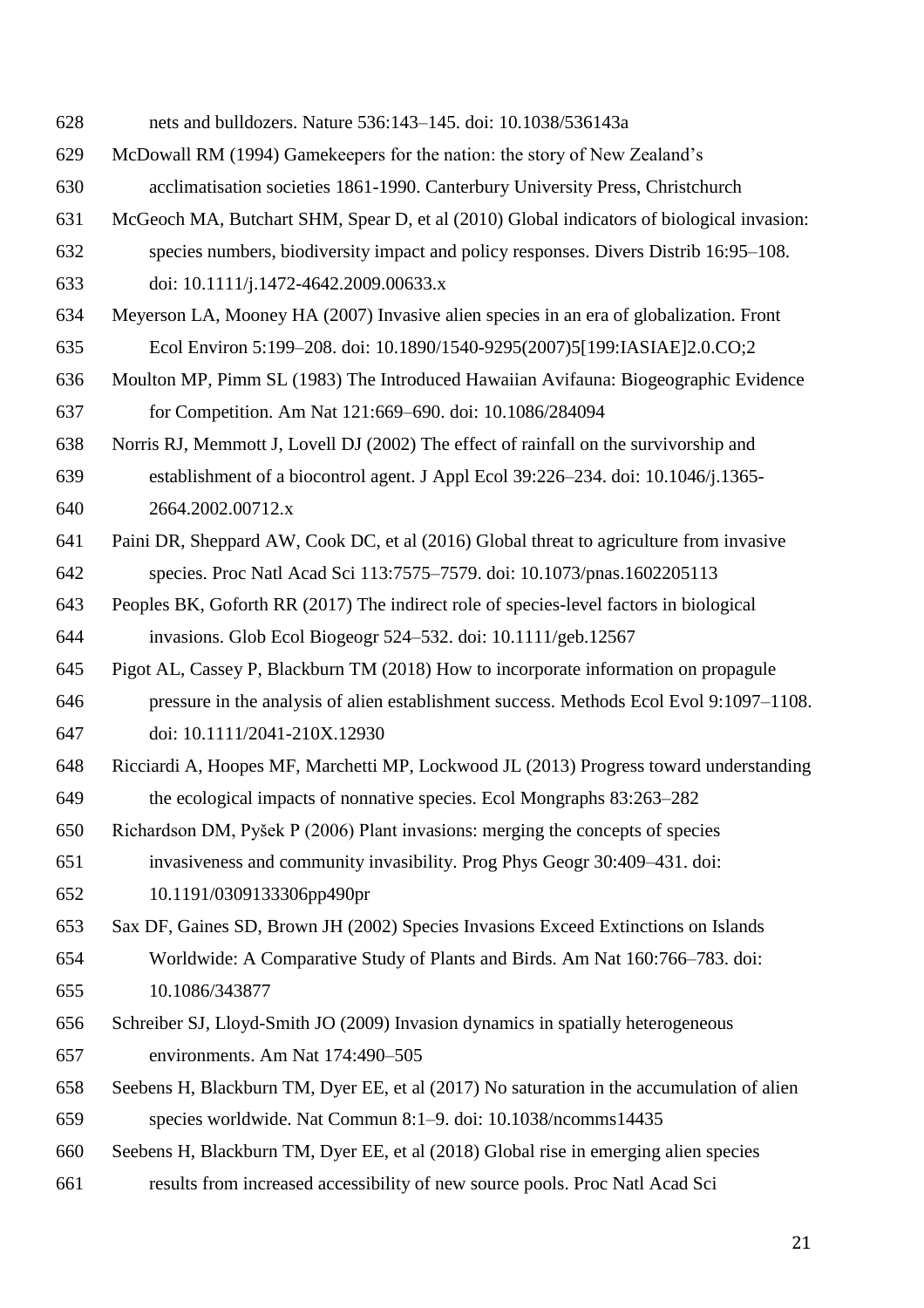nets and bulldozers. Nature 536:143–145. doi: 10.1038/536143a

McDowall RM (1994) Gamekeepers for the nation: the story of New Zealand's acclimatisation societies 1861-1990. Canterbury University Press, Christchurch

McGeoch MA, Butchart SHM, Spear D, et al (2010) Global indicators of biological invasion: species numbers, biodiversity impact and policy responses. Divers Distrib 16:95–108. doi: 10.1111/j.1472-4642.2009.00633.x

Meyerson LA, Mooney HA (2007) Invasive alien species in an era of globalization. Front Ecol Environ 5:199–208. doi: 10.1890/1540-9295(2007)5[199:IASIAE]2.0.CO;2

Moulton MP, Pimm SL (1983) The Introduced Hawaiian Avifauna: Biogeographic Evidence for Competition. Am Nat 121:669–690. doi: 10.1086/284094

Norris RJ, Memmott J, Lovell DJ (2002) The effect of rainfall on the survivorship and establishment of a biocontrol agent. J Appl Ecol 39:226–234. doi: 10.1046/j.1365-2664.2002.00712.x

Paini DR, Sheppard AW, Cook DC, et al (2016) Global threat to agriculture from invasive species. Proc Natl Acad Sci 113:7575–7579. doi: 10.1073/pnas.1602205113

Peoples BK, Goforth RR (2017) The indirect role of species-level factors in biological invasions. Glob Ecol Biogeogr 524–532. doi: 10.1111/geb.12567

Pigot AL, Cassey P, Blackburn TM (2018) How to incorporate information on propagule pressure in the analysis of alien establishment success. Methods Ecol Evol 9:1097–1108. doi: 10.1111/2041-210X.12930

Ricciardi A, Hoopes MF, Marchetti MP, Lockwood JL (2013) Progress toward understanding the ecological impacts of nonnative species. Ecol Mongraphs 83:263–282

Richardson DM, Pyšek P (2006) Plant invasions: merging the concepts of species invasiveness and community invasibility. Prog Phys Geogr 30:409–431. doi: 10.1191/0309133306pp490pr

Sax DF, Gaines SD, Brown JH (2002) Species Invasions Exceed Extinctions on Islands Worldwide: A Comparative Study of Plants and Birds. Am Nat 160:766–783. doi: 10.1086/343877

Schreiber SJ, Lloyd-Smith JO (2009) Invasion dynamics in spatially heterogeneous environments. Am Nat 174:490–505

Seebens H, Blackburn TM, Dyer EE, et al (2017) No saturation in the accumulation of alien species worldwide. Nat Commun 8:1–9. doi: 10.1038/ncomms14435

Seebens H, Blackburn TM, Dyer EE, et al (2018) Global rise in emerging alien species results from increased accessibility of new source pools. Proc Natl Acad Sci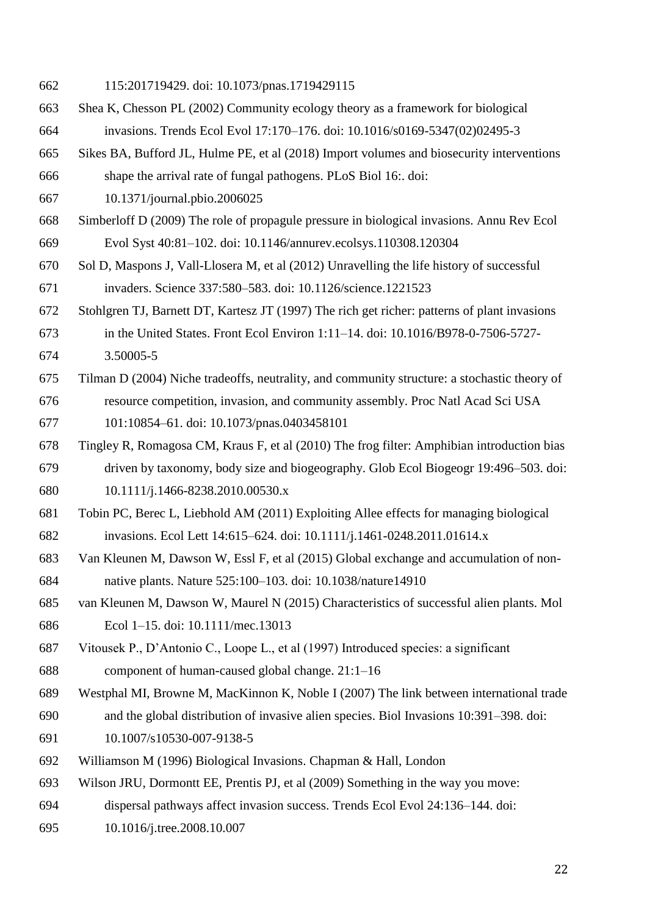115:201719429. doi: 10.1073/pnas.1719429115

Shea K, Chesson PL (2002) Community ecology theory as a framework for biological invasions. Trends Ecol Evol 17:170–176. doi: 10.1016/s0169-5347(02)02495-3

Sikes BA, Bufford JL, Hulme PE, et al (2018) Import volumes and biosecurity interventions shape the arrival rate of fungal pathogens. PLoS Biol 16:. doi: 10.1371/journal.pbio.2006025

Simberloff D (2009) The role of propagule pressure in biological invasions. Annu Rev Ecol Evol Syst 40:81–102. doi: 10.1146/annurev.ecolsys.110308.120304

Sol D, Maspons J, Vall-Llosera M, et al (2012) Unravelling the life history of successful invaders. Science 337:580–583. doi: 10.1126/science.1221523

Stohlgren TJ, Barnett DT, Kartesz JT (1997) The rich get richer: patterns of plant invasions in the United States. Front Ecol Environ 1:11–14. doi: 10.1016/B978-0-7506-5727-3.50005-5

Tilman D (2004) Niche tradeoffs, neutrality, and community structure: a stochastic theory of resource competition, invasion, and community assembly. Proc Natl Acad Sci USA 101:10854–61. doi: 10.1073/pnas.0403458101

Tingley R, Romagosa CM, Kraus F, et al (2010) The frog filter: Amphibian introduction bias driven by taxonomy, body size and biogeography. Glob Ecol Biogeogr 19:496–503. doi: 10.1111/j.1466-8238.2010.00530.x

Tobin PC, Berec L, Liebhold AM (2011) Exploiting Allee effects for managing biological invasions. Ecol Lett 14:615–624. doi: 10.1111/j.1461-0248.2011.01614.x

Van Kleunen M, Dawson W, Essl F, et al (2015) Global exchange and accumulation of non-native plants. Nature 525:100–103. doi: 10.1038/nature14910

van Kleunen M, Dawson W, Maurel N (2015) Characteristics of successful alien plants. Mol Ecol 1–15. doi: 10.1111/mec.13013

Vitousek P., D'Antonio C., Loope L., et al (1997) Introduced species: a significant component of human-caused global change. 21:1–16

Westphal MI, Browne M, MacKinnon K, Noble I (2007) The link between international trade and the global distribution of invasive alien species. Biol Invasions 10:391–398. doi: 10.1007/s10530-007-9138-5

Williamson M (1996) Biological Invasions. Chapman & Hall, London

Wilson JRU, Dormontt EE, Prentis PJ, et al (2009) Something in the way you move: dispersal pathways affect invasion success. Trends Ecol Evol 24:136–144. doi: 10.1016/j.tree.2008.10.007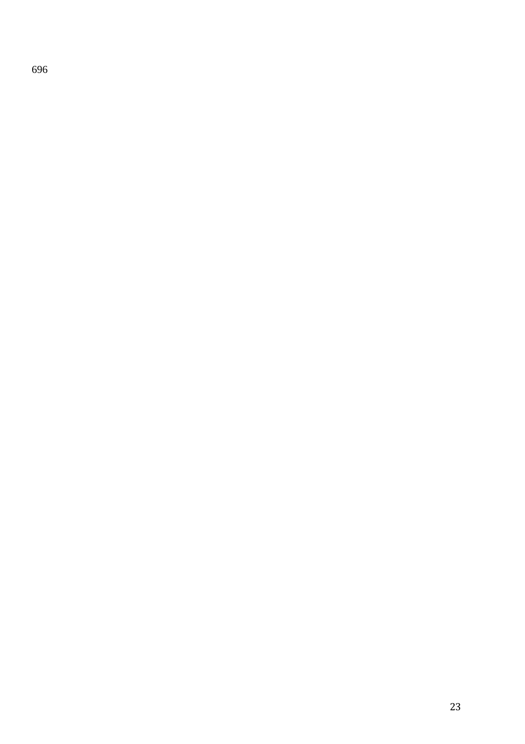696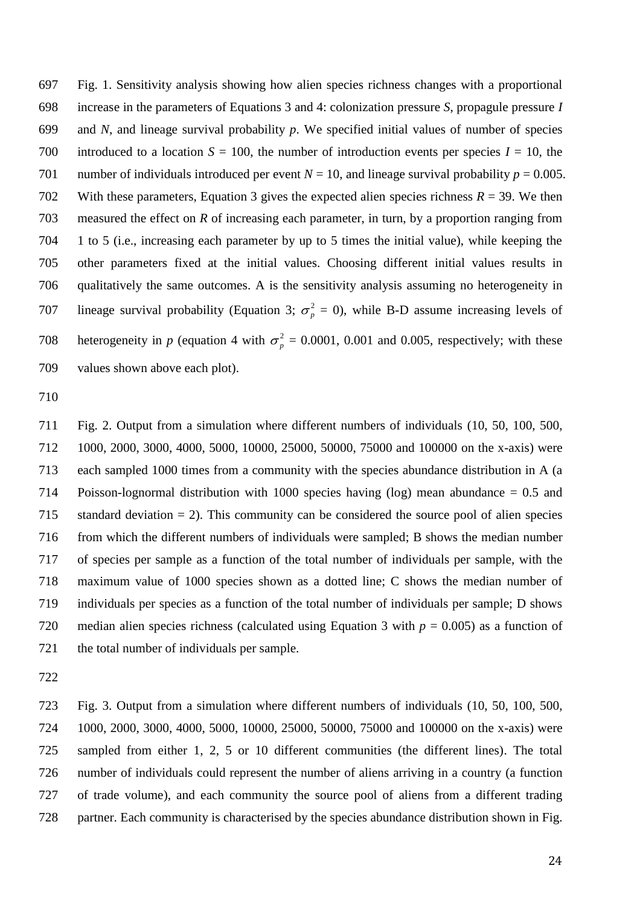Fig. 1. Sensitivity analysis showing how alien species richness changes with a proportional increase in the parameters of Equations 3 and 4: colonization pressure *S*, propagule pressure *I* and *N*, and lineage survival probability *p*. We specified initial values of number of species introduced to a location $S = 100$, the number of introduction events per species $I = 10$, the number of individuals introduced per event $N = 10$, and lineage survival probability $p = 0.005$. With these parameters, Equation 3 gives the expected alien species richness $R = 39$. We then measured the effect on *R* of increasing each parameter, in turn, by a proportion ranging from 1 to 5 (i.e., increasing each parameter by up to 5 times the initial value), while keeping the other parameters fixed at the initial values. Choosing different initial values results in qualitatively the same outcomes. A is the sensitivity analysis assuming no heterogeneity in lineage survival probability (Equation 3; $\sigma_p^2 = 0$), while B-D assume increasing levels of heterogeneity in *p* (equation 4 with $\sigma_p^2 = 0.0001$, 0.001 and 0.005, respectively; with these values shown above each plot).

Fig. 2. Output from a simulation where different numbers of individuals (10, 50, 100, 500, 1000, 2000, 3000, 4000, 5000, 10000, 25000, 50000, 75000 and 100000 on the x-axis) were each sampled 1000 times from a community with the species abundance distribution in A (a Poisson-lognormal distribution with 1000 species having (log) mean abundance = 0.5 and standard deviation = 2). This community can be considered the source pool of alien species from which the different numbers of individuals were sampled; B shows the median number of species per sample as a function of the total number of individuals per sample, with the maximum value of 1000 species shown as a dotted line; C shows the median number of individuals per species as a function of the total number of individuals per sample; D shows median alien species richness (calculated using Equation 3 with $p = 0.005$) as a function of the total number of individuals per sample.

Fig. 3. Output from a simulation where different numbers of individuals (10, 50, 100, 500, 1000, 2000, 3000, 4000, 5000, 10000, 25000, 50000, 75000 and 100000 on the x-axis) were sampled from either 1, 2, 5 or 10 different communities (the different lines). The total number of individuals could represent the number of aliens arriving in a country (a function of trade volume), and each community the source pool of aliens from a different trading partner. Each community is characterised by the species abundance distribution shown in Fig.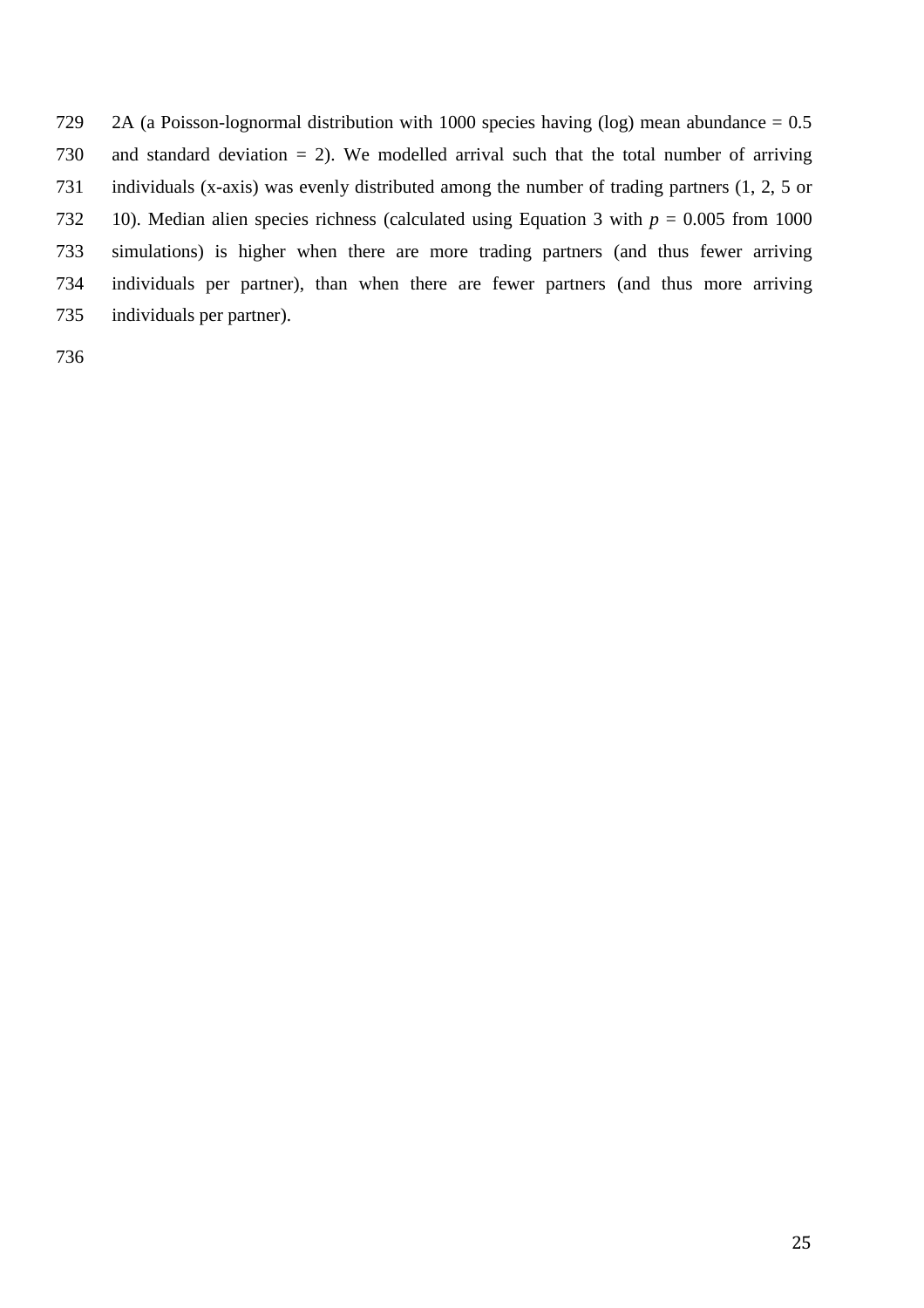2A (a Poisson-lognormal distribution with 1000 species having (log) mean abundance = 0.5 and standard deviation = 2). We modelled arrival such that the total number of arriving individuals (x-axis) was evenly distributed among the number of trading partners (1, 2, 5 or 10). Median alien species richness (calculated using Equation 3 with $p = 0.005$ from 1000 simulations) is higher when there are more trading partners (and thus fewer arriving individuals per partner), than when there are fewer partners (and thus more arriving individuals per partner).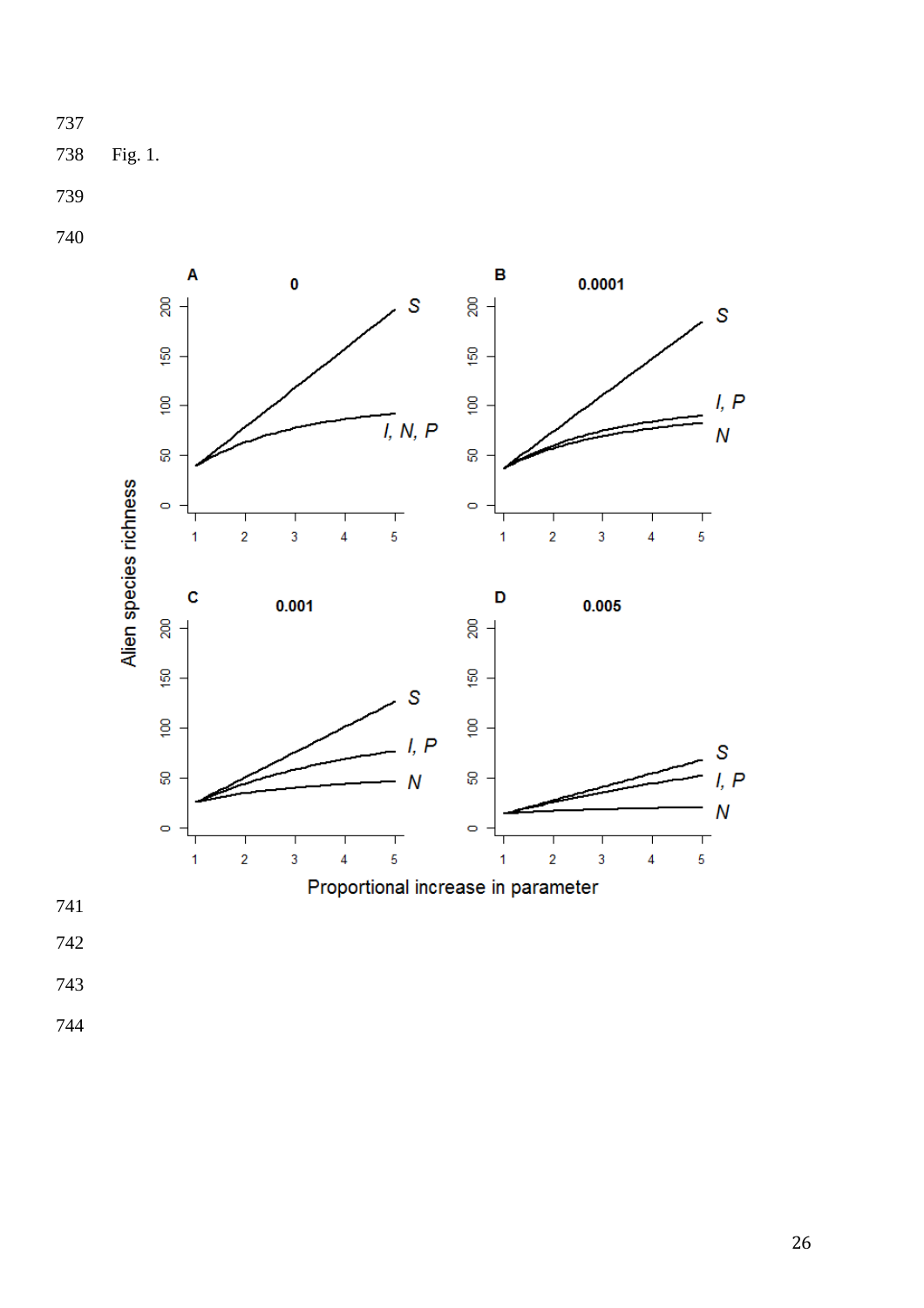Fig. 1.

A
0

S

I, N, P

B
0.0001

S

I, P

N

C
0.001

S

I, P

N

D
0.005

S

I, P

N

Alien species richness

Proportional increase in parameter

0
50
100
150
200

1
2
3
4
5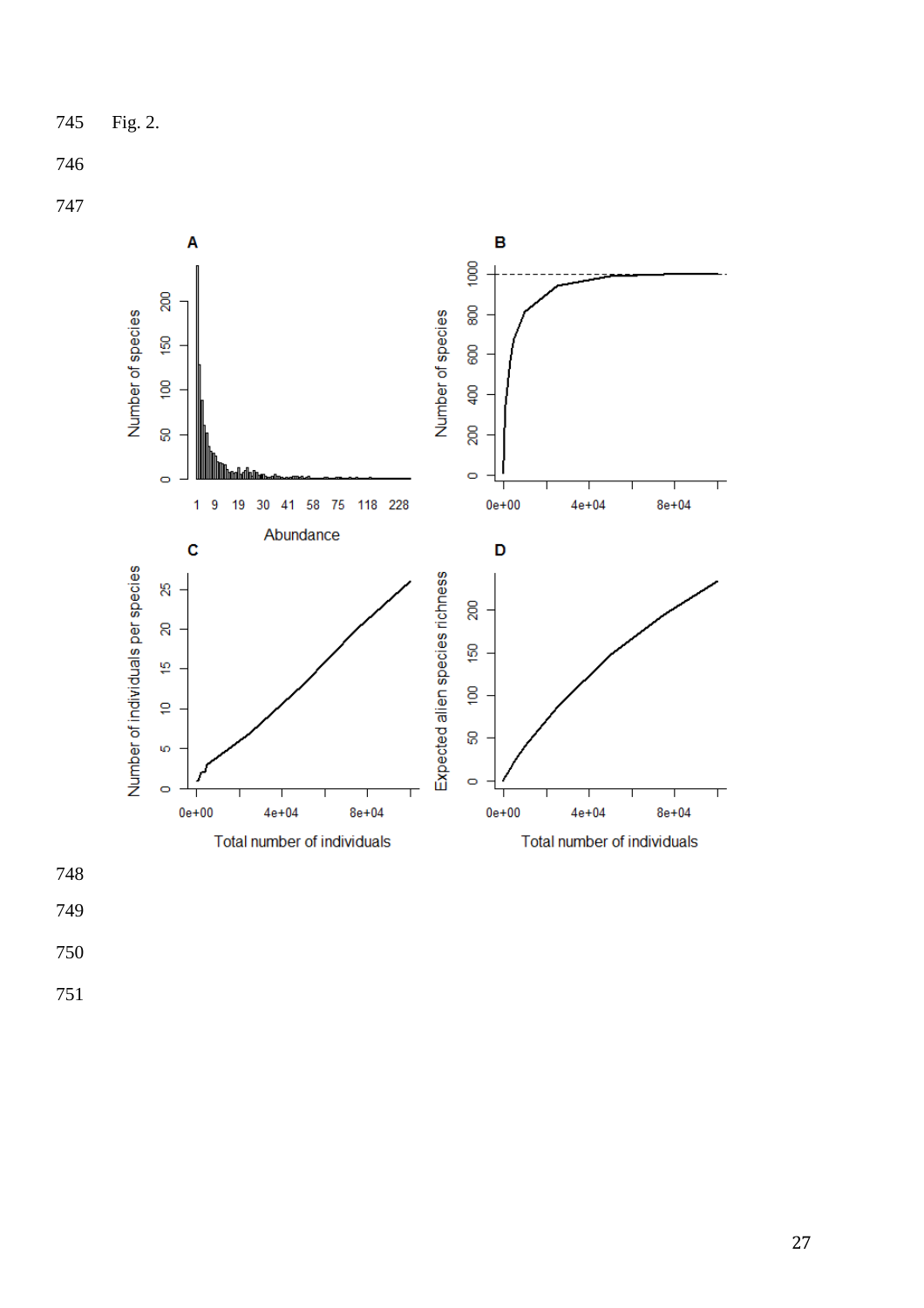Fig. 2.

A

Number of species

0
50
100
150
200

1 9 19 30 41 58 75 118 228

Abundance

B

Number of species

0
200
400
600
800
1000

0e+00 4e+04 8e+04

C

Number of individuals per species

0
5
10
15
20
25

0e+00 4e+04 8e+04

Total number of individuals

D

Expected alien species richness

0
50
100
150
200

0e+00 4e+04 8e+04

Total number of individuals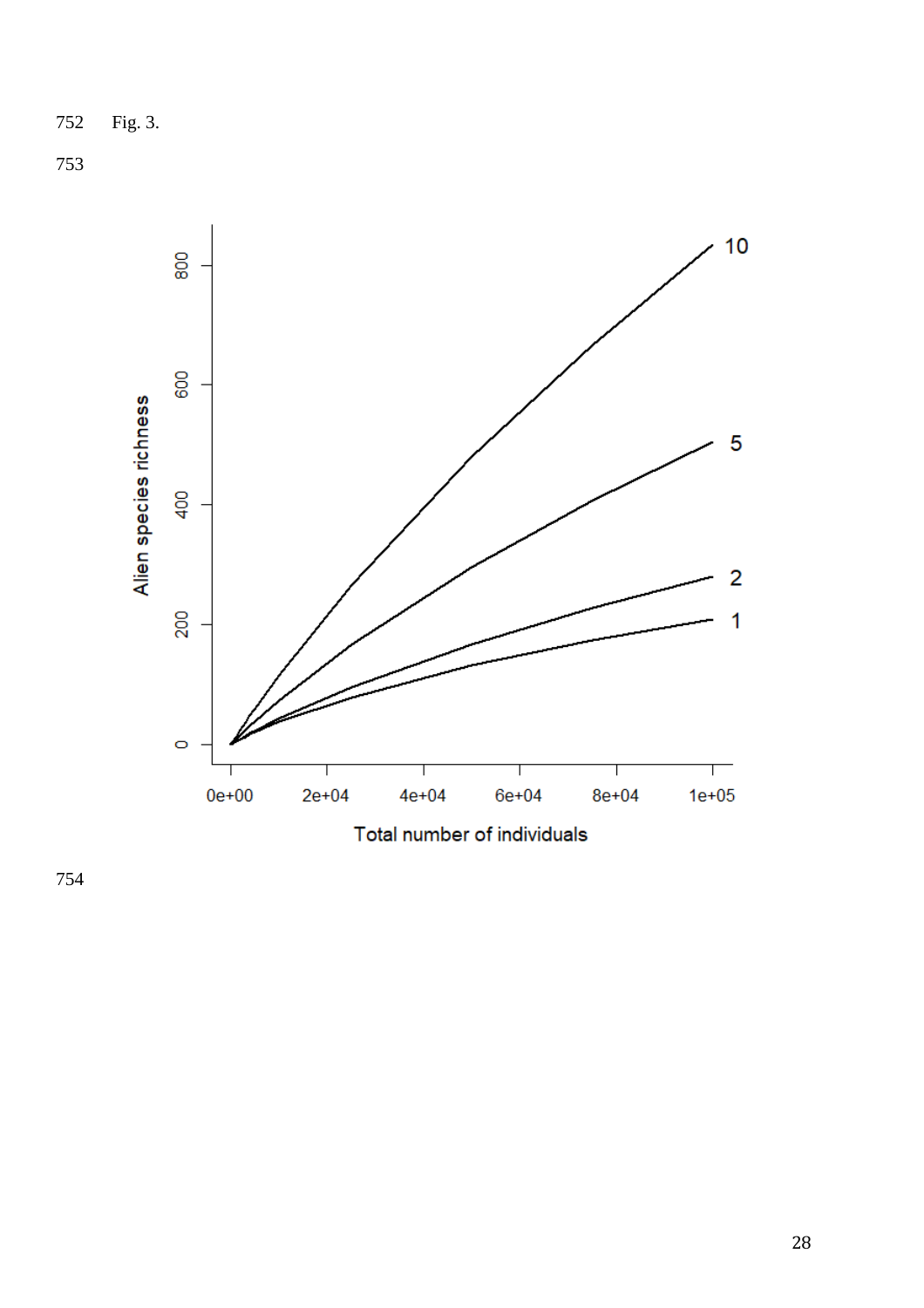Fig. 3.

Alien species richness

800
600
400
200
0

0e+00
2e+04
4e+04
6e+04
8e+04
1e+05

Total number of individuals

10
5
2
1